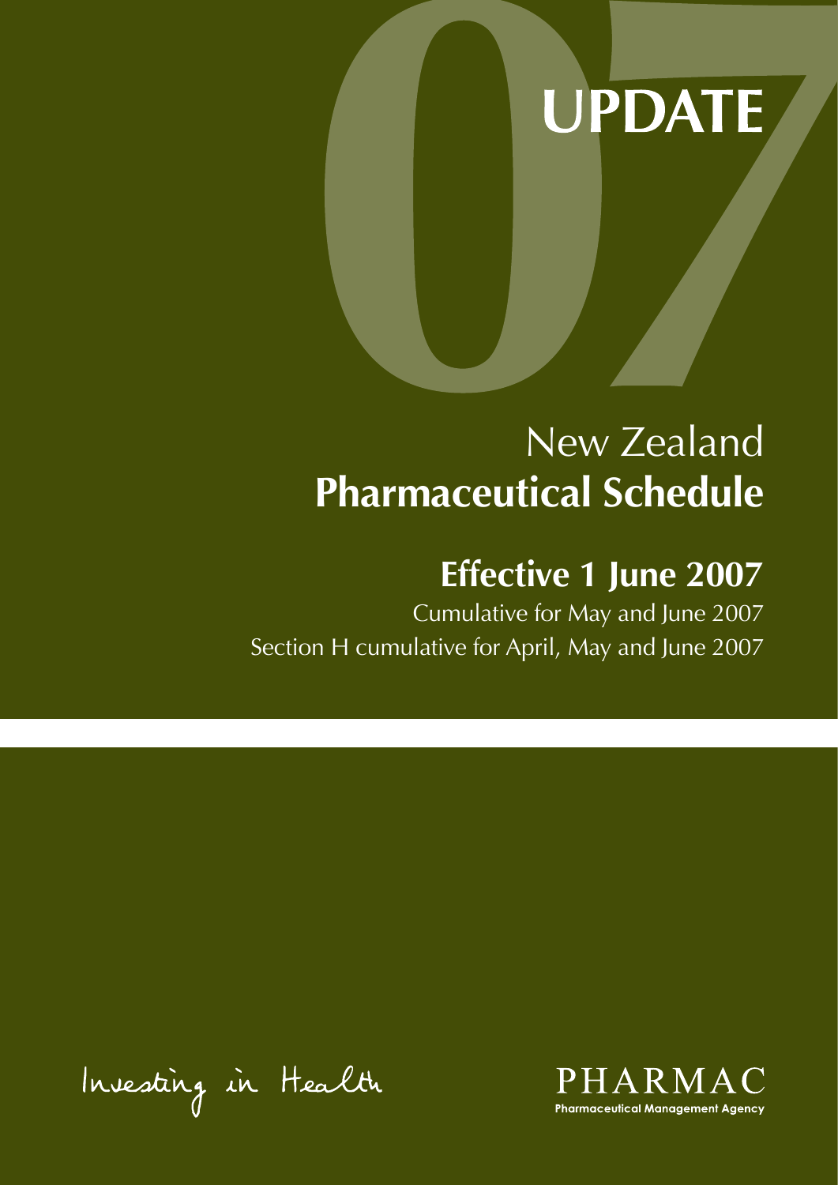# 07 UPDATE

# New Zealand **Pharmaceutical Schedule**

## Effective 1 June 2007

Cumulative for May and June 2007

Section H cumulative for April, May and June 2007

Investing in Health

PHARMAC

Pharmaceutical Management Agency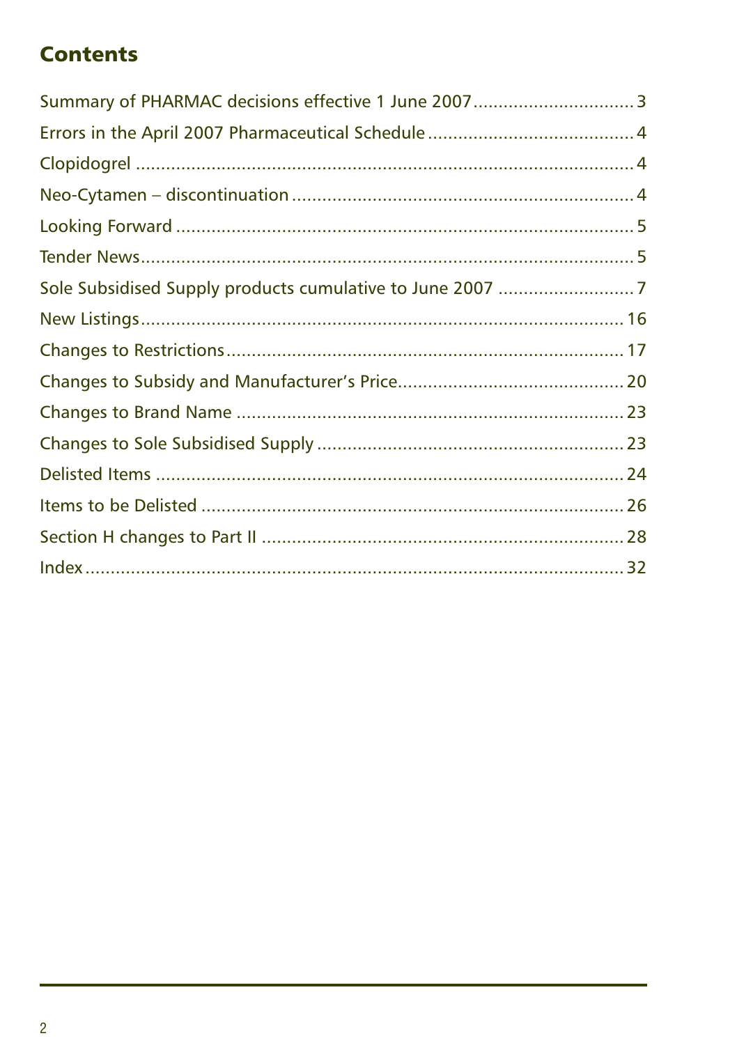# Contents

Summary of PHARMAC decisions effective 1 June 2007 ............................... 3

Errors in the April 2007 Pharmaceutical Schedule ........................................ 4

Clopidogrel .................................................................................................. 4

Neo-Cytamen – discontinuation ................................................................... 4

Looking Forward .......................................................................................... 5

Tender News................................................................................................. 5

Sole Subsidised Supply products cumulative to June 2007 ........................... 7

New Listings................................................................................................ 16

Changes to Restrictions............................................................................... 17

Changes to Subsidy and Manufacturer's Price............................................ 20

Changes to Brand Name ............................................................................ 23

Changes to Sole Subsidised Supply ............................................................ 23

Delisted Items ............................................................................................ 24

Items to be Delisted ................................................................................... 26

Section H changes to Part II ....................................................................... 28

Index .......................................................................................................... 32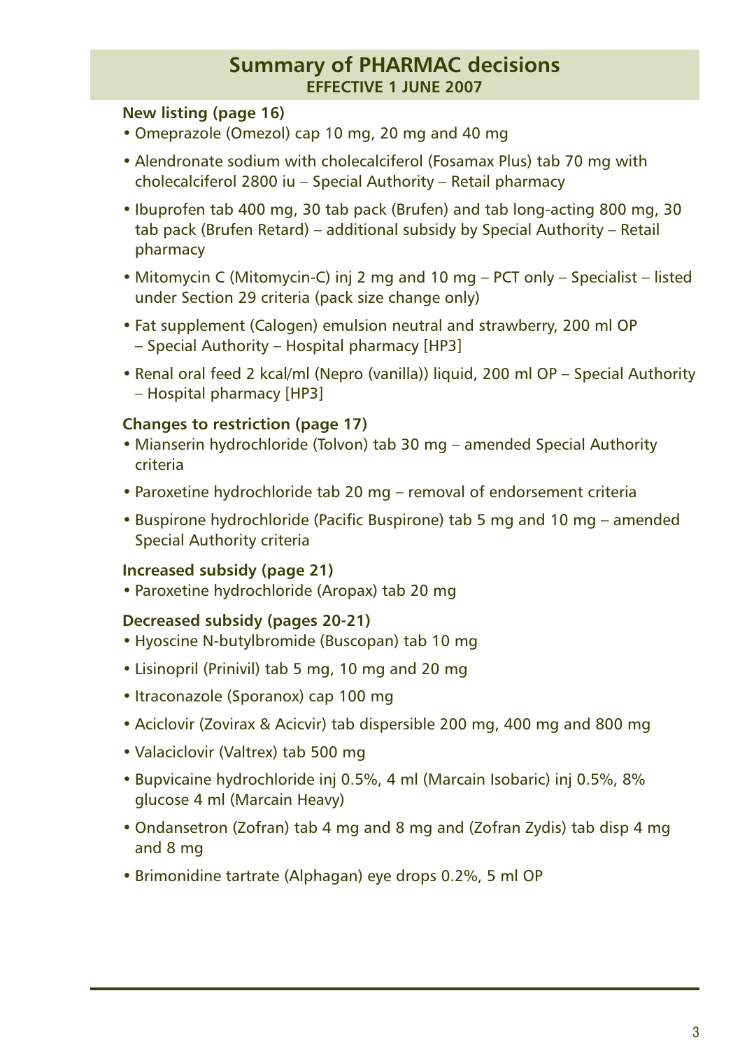# Summary of PHARMAC decisions

**EFFECTIVE 1 JUNE 2007**

### New listing (page 16)

- Omeprazole (Omezol) cap 10 mg, 20 mg and 40 mg
- Alendronate sodium with cholecalciferol (Fosamax Plus) tab 70 mg with cholecalciferol 2800 iu – Special Authority – Retail pharmacy
- Ibuprofen tab 400 mg, 30 tab pack (Brufen) and tab long-acting 800 mg, 30 tab pack (Brufen Retard) – additional subsidy by Special Authority – Retail pharmacy
- Mitomycin C (Mitomycin-C) inj 2 mg and 10 mg – PCT only – Specialist – listed under Section 29 criteria (pack size change only)
- Fat supplement (Calogen) emulsion neutral and strawberry, 200 ml OP – Special Authority – Hospital pharmacy [HP3]
- Renal oral feed 2 kcal/ml (Nepro (vanilla)) liquid, 200 ml OP – Special Authority – Hospital pharmacy [HP3]

### Changes to restriction (page 17)

- Mianserin hydrochloride (Tolvon) tab 30 mg – amended Special Authority criteria
- Paroxetine hydrochloride tab 20 mg – removal of endorsement criteria
- Buspirone hydrochloride (Pacific Buspirone) tab 5 mg and 10 mg – amended Special Authority criteria

### Increased subsidy (page 21)

- Paroxetine hydrochloride (Aropax) tab 20 mg

### Decreased subsidy (pages 20-21)

- Hyoscine N-butylbromide (Buscopan) tab 10 mg
- Lisinopril (Prinivil) tab 5 mg, 10 mg and 20 mg
- Itraconazole (Sporanox) cap 100 mg
- Aciclovir (Zovirax & Acicvir) tab dispersible 200 mg, 400 mg and 800 mg
- Valaciclovir (Valtrex) tab 500 mg
- Bupvicaine hydrochloride inj 0.5%, 4 ml (Marcain Isobaric) inj 0.5%, 8% glucose 4 ml (Marcain Heavy)
- Ondansetron (Zofran) tab 4 mg and 8 mg and (Zofran Zydis) tab disp 4 mg and 8 mg
- Brimonidine tartrate (Alphagan) eye drops 0.2%, 5 ml OP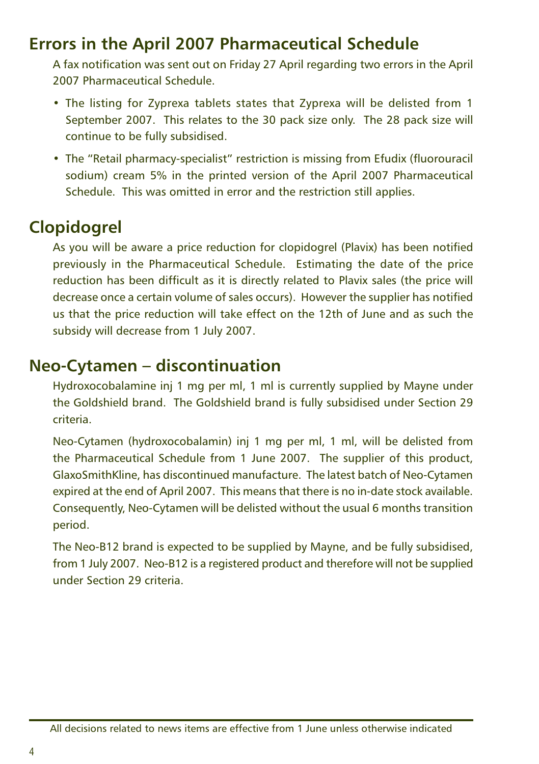## Errors in the April 2007 Pharmaceutical Schedule

A fax notification was sent out on Friday 27 April regarding two errors in the April 2007 Pharmaceutical Schedule.

- The listing for Zyprexa tablets states that Zyprexa will be delisted from 1 September 2007. This relates to the 30 pack size only. The 28 pack size will continue to be fully subsidised.
- The "Retail pharmacy-specialist" restriction is missing from Efudix (fluorouracil sodium) cream 5% in the printed version of the April 2007 Pharmaceutical Schedule. This was omitted in error and the restriction still applies.

## Clopidogrel

As you will be aware a price reduction for clopidogrel (Plavix) has been notified previously in the Pharmaceutical Schedule. Estimating the date of the price reduction has been difficult as it is directly related to Plavix sales (the price will decrease once a certain volume of sales occurs). However the supplier has notified us that the price reduction will take effect on the 12th of June and as such the subsidy will decrease from 1 July 2007.

## Neo-Cytamen – discontinuation

Hydroxocobalamine inj 1 mg per ml, 1 ml is currently supplied by Mayne under the Goldshield brand. The Goldshield brand is fully subsidised under Section 29 criteria.

Neo-Cytamen (hydroxocobalamin) inj 1 mg per ml, 1 ml, will be delisted from the Pharmaceutical Schedule from 1 June 2007. The supplier of this product, GlaxoSmithKline, has discontinued manufacture. The latest batch of Neo-Cytamen expired at the end of April 2007. This means that there is no in-date stock available. Consequently, Neo-Cytamen will be delisted without the usual 6 months transition period.

The Neo-B12 brand is expected to be supplied by Mayne, and be fully subsidised, from 1 July 2007. Neo-B12 is a registered product and therefore will not be supplied under Section 29 criteria.

All decisions related to news items are effective from 1 June unless otherwise indicated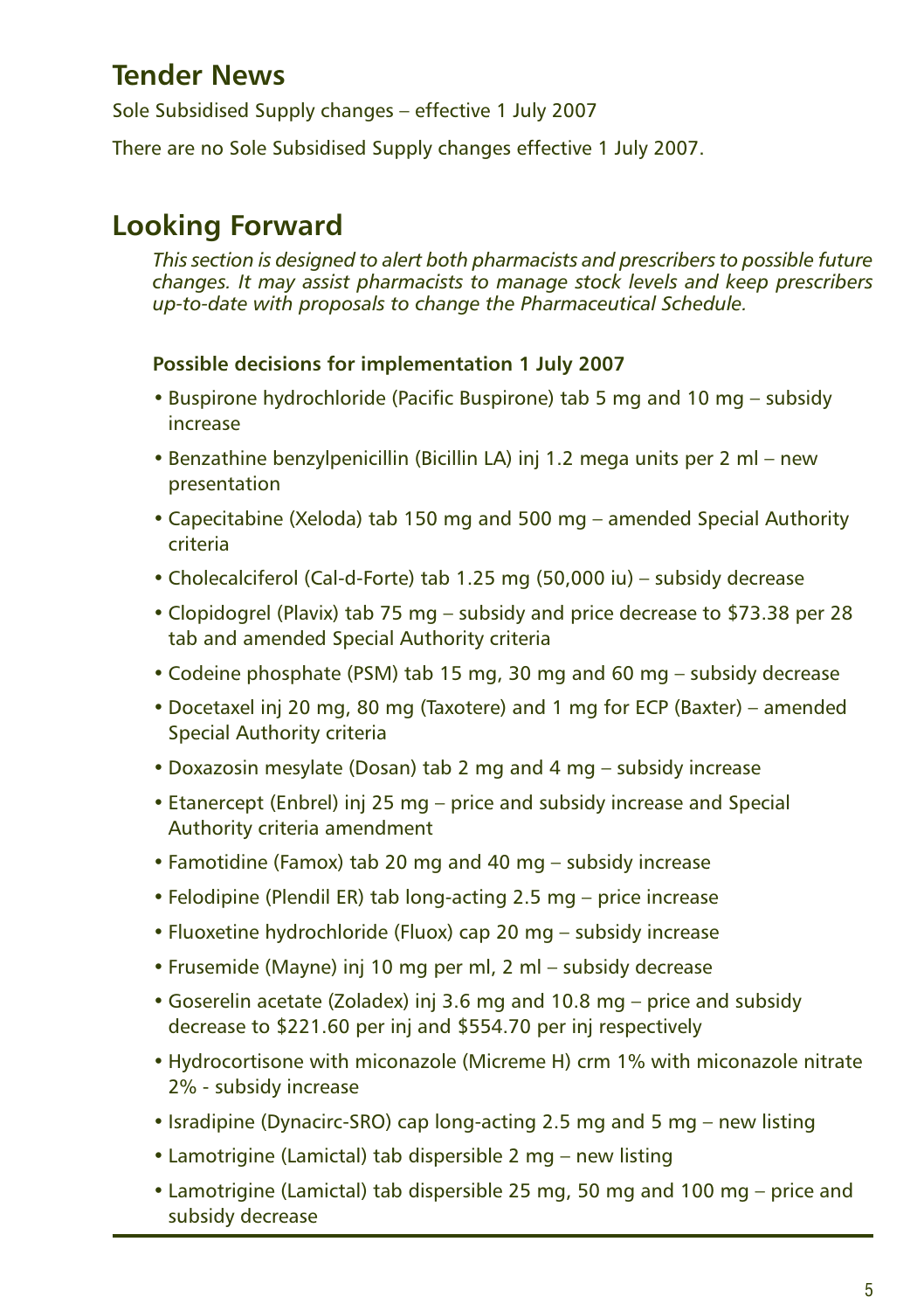## Tender News

Sole Subsidised Supply changes – effective 1 July 2007

There are no Sole Subsidised Supply changes effective 1 July 2007.

## Looking Forward

*This section is designed to alert both pharmacists and prescribers to possible future changes. It may assist pharmacists to manage stock levels and keep prescribers up-to-date with proposals to change the Pharmaceutical Schedule.*

**Possible decisions for implementation 1 July 2007**

- Buspirone hydrochloride (Pacific Buspirone) tab 5 mg and 10 mg – subsidy increase
- Benzathine benzylpenicillin (Bicillin LA) inj 1.2 mega units per 2 ml – new presentation
- Capecitabine (Xeloda) tab 150 mg and 500 mg – amended Special Authority criteria
- Cholecalciferol (Cal-d-Forte) tab 1.25 mg (50,000 iu) – subsidy decrease
- Clopidogrel (Plavix) tab 75 mg – subsidy and price decrease to $73.38 per 28 tab and amended Special Authority criteria
- Codeine phosphate (PSM) tab 15 mg, 30 mg and 60 mg – subsidy decrease
- Docetaxel inj 20 mg, 80 mg (Taxotere) and 1 mg for ECP (Baxter) – amended Special Authority criteria
- Doxazosin mesylate (Dosan) tab 2 mg and 4 mg – subsidy increase
- Etanercept (Enbrel) inj 25 mg – price and subsidy increase and Special Authority criteria amendment
- Famotidine (Famox) tab 20 mg and 40 mg – subsidy increase
- Felodipine (Plendil ER) tab long-acting 2.5 mg – price increase
- Fluoxetine hydrochloride (Fluox) cap 20 mg – subsidy increase
- Frusemide (Mayne) inj 10 mg per ml, 2 ml – subsidy decrease
- Goserelin acetate (Zoladex) inj 3.6 mg and 10.8 mg – price and subsidy decrease to $221.60 per inj and $554.70 per inj respectively
- Hydrocortisone with miconazole (Micreme H) crm 1% with miconazole nitrate 2% - subsidy increase
- Isradipine (Dynacirc-SRO) cap long-acting 2.5 mg and 5 mg – new listing
- Lamotrigine (Lamictal) tab dispersible 2 mg – new listing
- Lamotrigine (Lamictal) tab dispersible 25 mg, 50 mg and 100 mg – price and subsidy decrease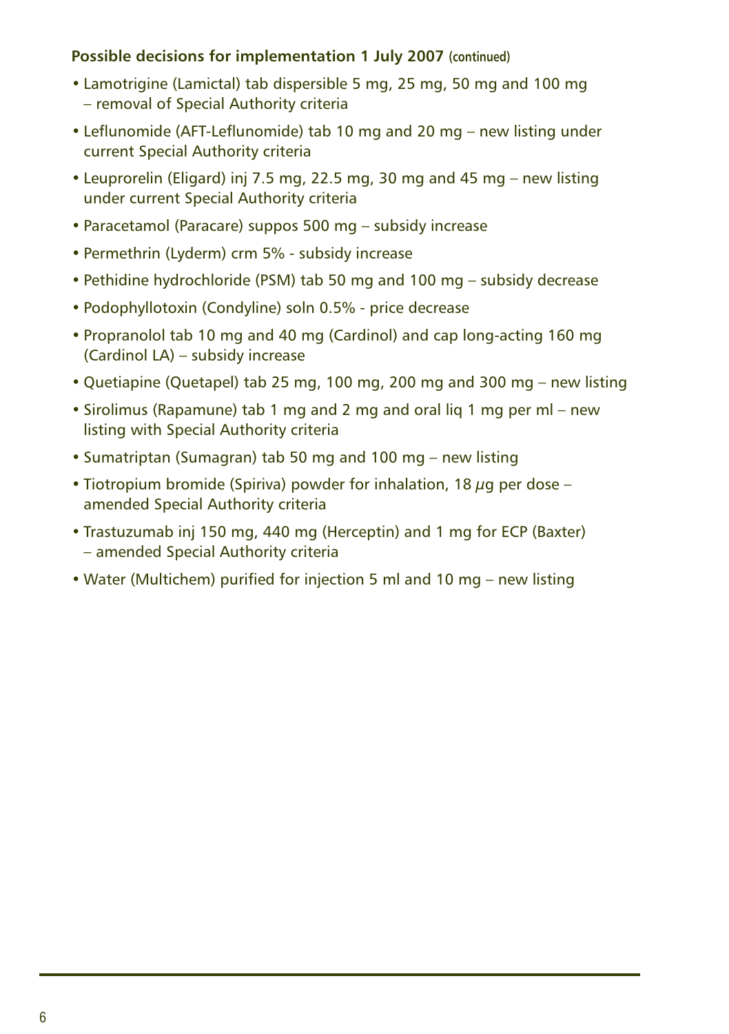**Possible decisions for implementation 1 July 2007 (continued)**

- Lamotrigine (Lamictal) tab dispersible 5 mg, 25 mg, 50 mg and 100 mg – removal of Special Authority criteria
- Leflunomide (AFT-Leflunomide) tab 10 mg and 20 mg – new listing under current Special Authority criteria
- Leuprorelin (Eligard) inj 7.5 mg, 22.5 mg, 30 mg and 45 mg – new listing under current Special Authority criteria
- Paracetamol (Paracare) suppos 500 mg – subsidy increase
- Permethrin (Lyderm) crm 5% - subsidy increase
- Pethidine hydrochloride (PSM) tab 50 mg and 100 mg – subsidy decrease
- Podophyllotoxin (Condyline) soln 0.5% - price decrease
- Propranolol tab 10 mg and 40 mg (Cardinol) and cap long-acting 160 mg (Cardinol LA) – subsidy increase
- Quetiapine (Quetapel) tab 25 mg, 100 mg, 200 mg and 300 mg – new listing
- Sirolimus (Rapamune) tab 1 mg and 2 mg and oral liq 1 mg per ml – new listing with Special Authority criteria
- Sumatriptan (Sumagran) tab 50 mg and 100 mg – new listing
- Tiotropium bromide (Spiriva) powder for inhalation, 18 μg per dose – amended Special Authority criteria
- Trastuzumab inj 150 mg, 440 mg (Herceptin) and 1 mg for ECP (Baxter) – amended Special Authority criteria
- Water (Multichem) purified for injection 5 ml and 10 mg – new listing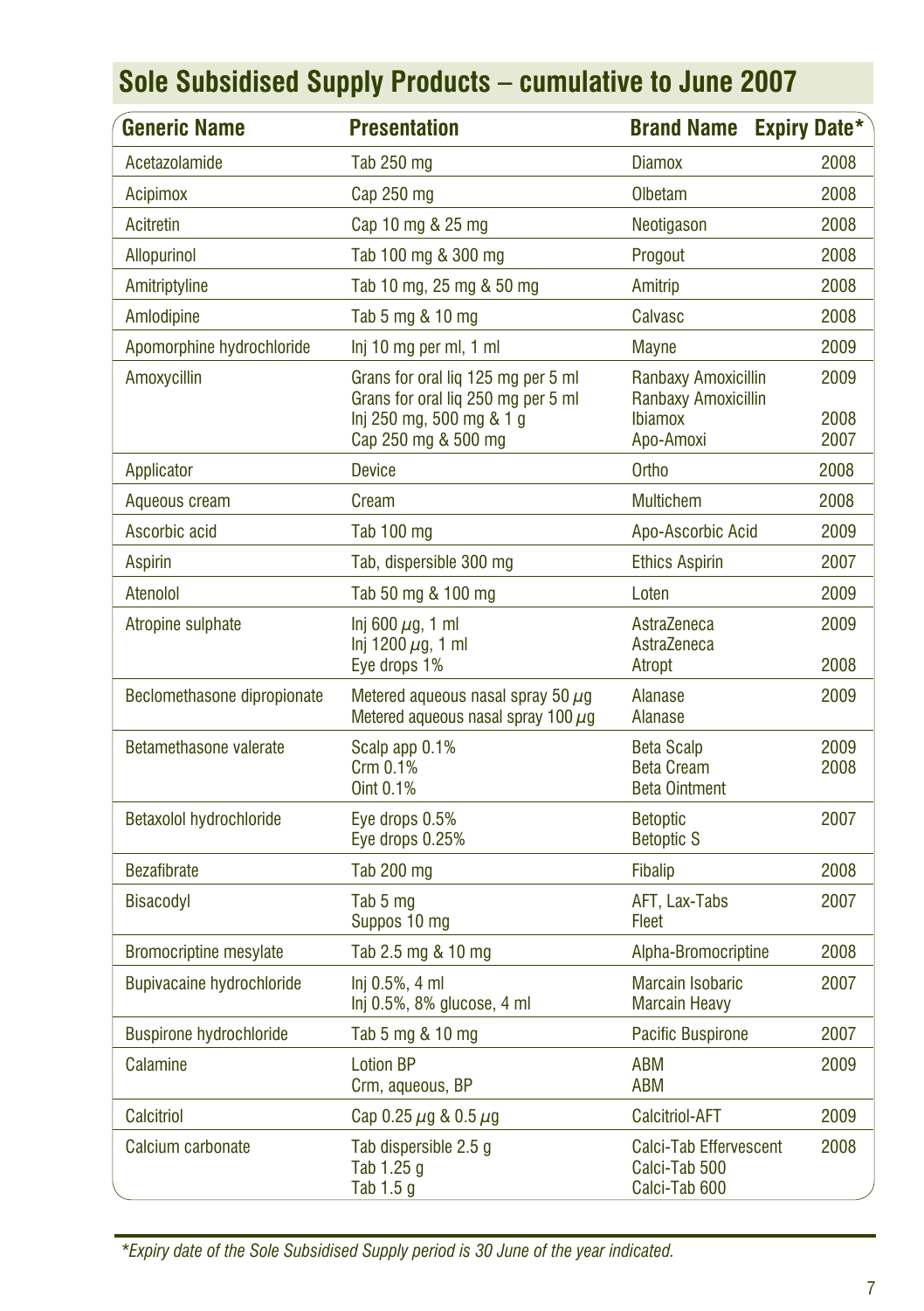## Sole Subsidised Supply Products – cumulative to June 2007

| Generic Name | Presentation | Brand Name | Expiry Date* |
|---|---|---|---|
| Acetazolamide | Tab 250 mg | Diamox | 2008 |
| Acipimox | Cap 250 mg | Olbetam | 2008 |
| Acitretin | Cap 10 mg & 25 mg | Neotigason | 2008 |
| Allopurinol | Tab 100 mg & 300 mg | Progout | 2008 |
| Amitriptyline | Tab 10 mg, 25 mg & 50 mg | Amitrip | 2008 |
| Amlodipine | Tab 5 mg & 10 mg | Calvasc | 2008 |
| Apomorphine hydrochloride | Inj 10 mg per ml, 1 ml | Mayne | 2009 |
| Amoxycillin | Grans for oral liq 125 mg per 5 ml<br>Grans for oral liq 250 mg per 5 ml<br>Inj 250 mg, 500 mg & 1 g<br>Cap 250 mg & 500 mg | Ranbaxy Amoxicillin<br>Ranbaxy Amoxicillin<br>Ibiamox<br>Apo-Amoxi | 2009<br><br>2008<br>2007 |
| Applicator | Device | Ortho | 2008 |
| Aqueous cream | Cream | Multichem | 2008 |
| Ascorbic acid | Tab 100 mg | Apo-Ascorbic Acid | 2009 |
| Aspirin | Tab, dispersible 300 mg | Ethics Aspirin | 2007 |
| Atenolol | Tab 50 mg & 100 mg | Loten | 2009 |
| Atropine sulphate | Inj 600 μg, 1 ml<br>Inj 1200 μg, 1 ml<br>Eye drops 1% | AstraZeneca<br>AstraZeneca<br>Atropt | 2009<br><br>2008 |
| Beclomethasone dipropionate | Metered aqueous nasal spray 50 μg<br>Metered aqueous nasal spray 100 μg | Alanase<br>Alanase | 2009 |
| Betamethasone valerate | Scalp app 0.1%<br>Crm 0.1%<br>Oint 0.1% | Beta Scalp<br>Beta Cream<br>Beta Ointment | 2009<br>2008 |
| Betaxolol hydrochloride | Eye drops 0.5%<br>Eye drops 0.25% | Betoptic<br>Betoptic S | 2007 |
| Bezafibrate | Tab 200 mg | Fibalip | 2008 |
| Bisacodyl | Tab 5 mg<br>Suppos 10 mg | AFT, Lax-Tabs<br>Fleet | 2007 |
| Bromocriptine mesylate | Tab 2.5 mg & 10 mg | Alpha-Bromocriptine | 2008 |
| Bupivacaine hydrochloride | Inj 0.5%, 4 ml<br>Inj 0.5%, 8% glucose, 4 ml | Marcain Isobaric<br>Marcain Heavy | 2007 |
| Buspirone hydrochloride | Tab 5 mg & 10 mg | Pacific Buspirone | 2007 |
| Calamine | Lotion BP<br>Crm, aqueous, BP | ABM<br>ABM | 2009 |
| Calcitriol | Cap 0.25 μg & 0.5 μg | Calcitriol-AFT | 2009 |
| Calcium carbonate | Tab dispersible 2.5 g<br>Tab 1.25 g<br>Tab 1.5 g | Calci-Tab Effervescent<br>Calci-Tab 500<br>Calci-Tab 600 | 2008 |

*\*Expiry date of the Sole Subsidised Supply period is 30 June of the year indicated.*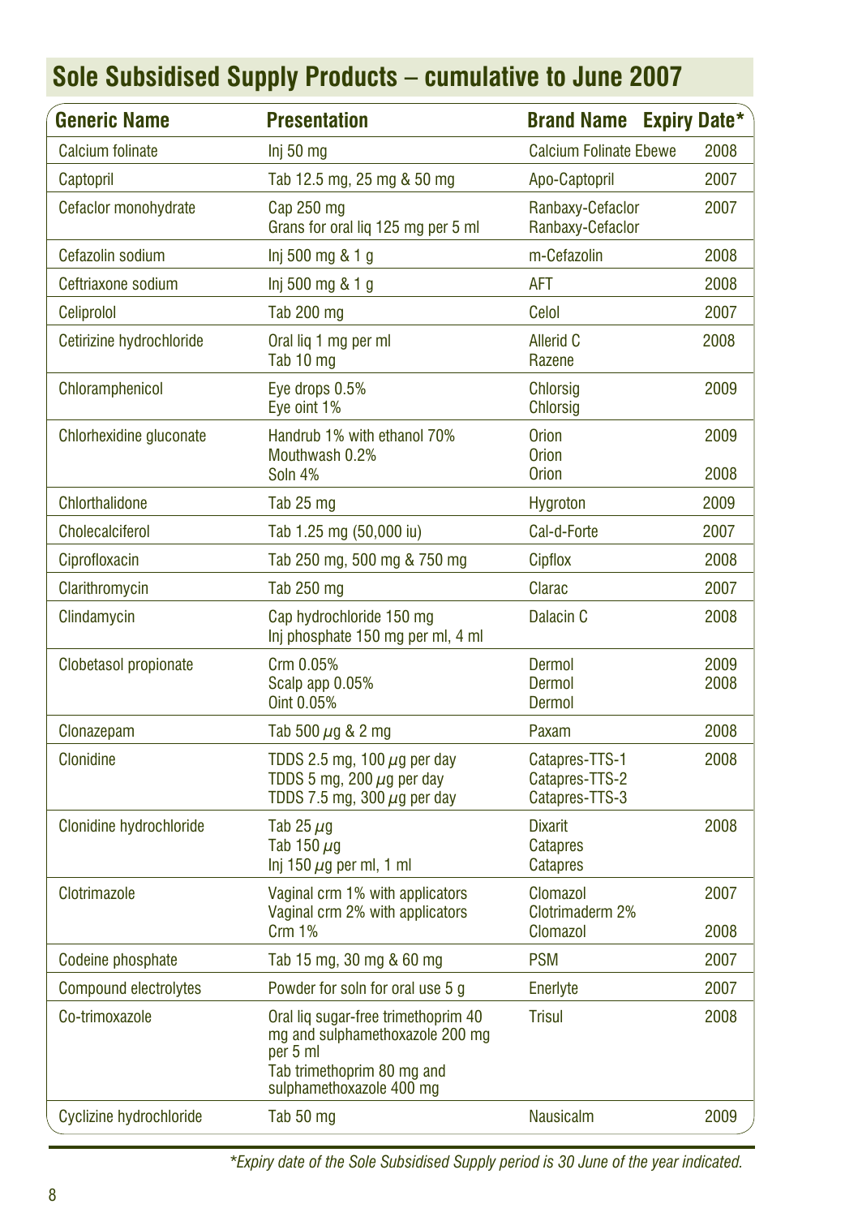## Sole Subsidised Supply Products – cumulative to June 2007

| Generic Name | Presentation | Brand Name | Expiry Date* |
|---|---|---|---|
| Calcium folinate | Inj 50 mg | Calcium Folinate Ebewe | 2008 |
| Captopril | Tab 12.5 mg, 25 mg & 50 mg | Apo-Captopril | 2007 |
| Cefaclor monohydrate | Cap 250 mg<br>Grans for oral liq 125 mg per 5 ml | Ranbaxy-Cefaclor<br>Ranbaxy-Cefaclor | 2007 |
| Cefazolin sodium | Inj 500 mg & 1 g | m-Cefazolin | 2008 |
| Ceftriaxone sodium | Inj 500 mg & 1 g | AFT | 2008 |
| Celiprolol | Tab 200 mg | Celol | 2007 |
| Cetirizine hydrochloride | Oral liq 1 mg per ml<br>Tab 10 mg | Allerid C<br>Razene | 2008 |
| Chloramphenicol | Eye drops 0.5%<br>Eye oint 1% | Chlorsig<br>Chlorsig | 2009 |
| Chlorhexidine gluconate | Handrub 1% with ethanol 70%<br>Mouthwash 0.2%<br>Soln 4% | Orion<br>Orion<br>Orion | 2009<br><br>2008 |
| Chlorthalidone | Tab 25 mg | Hygroton | 2009 |
| Cholecalciferol | Tab 1.25 mg (50,000 iu) | Cal-d-Forte | 2007 |
| Ciprofloxacin | Tab 250 mg, 500 mg & 750 mg | Cipflox | 2008 |
| Clarithromycin | Tab 250 mg | Clarac | 2007 |
| Clindamycin | Cap hydrochloride 150 mg<br>Inj phosphate 150 mg per ml, 4 ml | Dalacin C | 2008 |
| Clobetasol propionate | Crm 0.05%<br>Scalp app 0.05%<br>Oint 0.05% | Dermol<br>Dermol<br>Dermol | 2009<br>2008 |
| Clonazepam | Tab 500 $\mu$g & 2 mg | Paxam | 2008 |
| Clonidine | TDDS 2.5 mg, 100 $\mu$g per day<br>TDDS 5 mg, 200 $\mu$g per day<br>TDDS 7.5 mg, 300 $\mu$g per day | Catapres-TTS-1<br>Catapres-TTS-2<br>Catapres-TTS-3 | 2008 |
| Clonidine hydrochloride | Tab 25 $\mu$g<br>Tab 150 $\mu$g<br>Inj 150 $\mu$g per ml, 1 ml | Dixarit<br>Catapres<br>Catapres | 2008 |
| Clotrimazole | Vaginal crm 1% with applicators<br>Vaginal crm 2% with applicators<br>Crm 1% | Clomazol<br>Clotrimaderm 2%<br>Clomazol | 2007<br><br>2008 |
| Codeine phosphate | Tab 15 mg, 30 mg & 60 mg | PSM | 2007 |
| Compound electrolytes | Powder for soln for oral use 5 g | Enerlyte | 2007 |
| Co-trimoxazole | Oral liq sugar-free trimethoprim 40 mg and sulphamethoxazole 200 mg per 5 ml<br>Tab trimethoprim 80 mg and sulphamethoxazole 400 mg | Trisul | 2008 |
| Cyclizine hydrochloride | Tab 50 mg | Nausicalm | 2009 |

*\*Expiry date of the Sole Subsidised Supply period is 30 June of the year indicated.*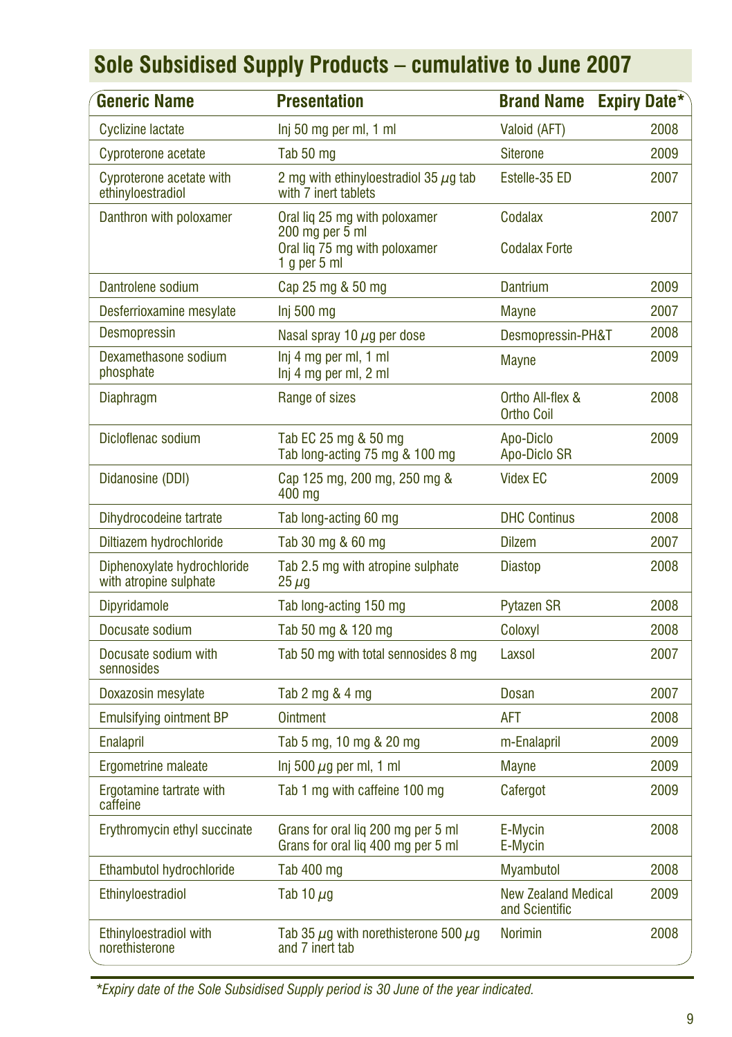# Sole Subsidised Supply Products – cumulative to June 2007

| Generic Name | Presentation | Brand Name | Expiry Date* |
|---|---|---|---|
| Cyclizine lactate | Inj 50 mg per ml, 1 ml | Valoid (AFT) | 2008 |
| Cyproterone acetate | Tab 50 mg | Siterone | 2009 |
| Cyproterone acetate with ethinyloestradiol | 2 mg with ethinyloestradiol 35 μg tab with 7 inert tablets | Estelle-35 ED | 2007 |
| Danthron with poloxamer | Oral liq 25 mg with poloxamer 200 mg per 5 ml<br>Oral liq 75 mg with poloxamer 1 g per 5 ml | Codalax<br>Codalax Forte | 2007 |
| Dantrolene sodium | Cap 25 mg & 50 mg | Dantrium | 2009 |
| Desferrioxamine mesylate | Inj 500 mg | Mayne | 2007 |
| Desmopressin | Nasal spray 10 μg per dose | Desmopressin-PH&T | 2008 |
| Dexamethasone sodium phosphate | Inj 4 mg per ml, 1 ml<br>Inj 4 mg per ml, 2 ml | Mayne | 2009 |
| Diaphragm | Range of sizes | Ortho All-flex & Ortho Coil | 2008 |
| Dicloflenac sodium | Tab EC 25 mg & 50 mg<br>Tab long-acting 75 mg & 100 mg | Apo-Diclo<br>Apo-Diclo SR | 2009 |
| Didanosine (DDI) | Cap 125 mg, 200 mg, 250 mg & 400 mg | Videx EC | 2009 |
| Dihydrocodeine tartrate | Tab long-acting 60 mg | DHC Continus | 2008 |
| Diltiazem hydrochloride | Tab 30 mg & 60 mg | Dilzem | 2007 |
| Diphenoxylate hydrochloride with atropine sulphate | Tab 2.5 mg with atropine sulphate 25 μg | Diastop | 2008 |
| Dipyridamole | Tab long-acting 150 mg | Pytazen SR | 2008 |
| Docusate sodium | Tab 50 mg & 120 mg | Coloxyl | 2008 |
| Docusate sodium with sennosides | Tab 50 mg with total sennosides 8 mg | Laxsol | 2007 |
| Doxazosin mesylate | Tab 2 mg & 4 mg | Dosan | 2007 |
| Emulsifying ointment BP | Ointment | AFT | 2008 |
| Enalapril | Tab 5 mg, 10 mg & 20 mg | m-Enalapril | 2009 |
| Ergometrine maleate | Inj 500 μg per ml, 1 ml | Mayne | 2009 |
| Ergotamine tartrate with caffeine | Tab 1 mg with caffeine 100 mg | Cafergot | 2009 |
| Erythromycin ethyl succinate | Grans for oral liq 200 mg per 5 ml<br>Grans for oral liq 400 mg per 5 ml | E-Mycin<br>E-Mycin | 2008 |
| Ethambutol hydrochloride | Tab 400 mg | Myambutol | 2008 |
| Ethinyloestradiol | Tab 10 μg | New Zealand Medical and Scientific | 2009 |
| Ethinyloestradiol with norethisterone | Tab 35 μg with norethisterone 500 μg and 7 inert tab | Norimin | 2008 |

*\*Expiry date of the Sole Subsidised Supply period is 30 June of the year indicated.*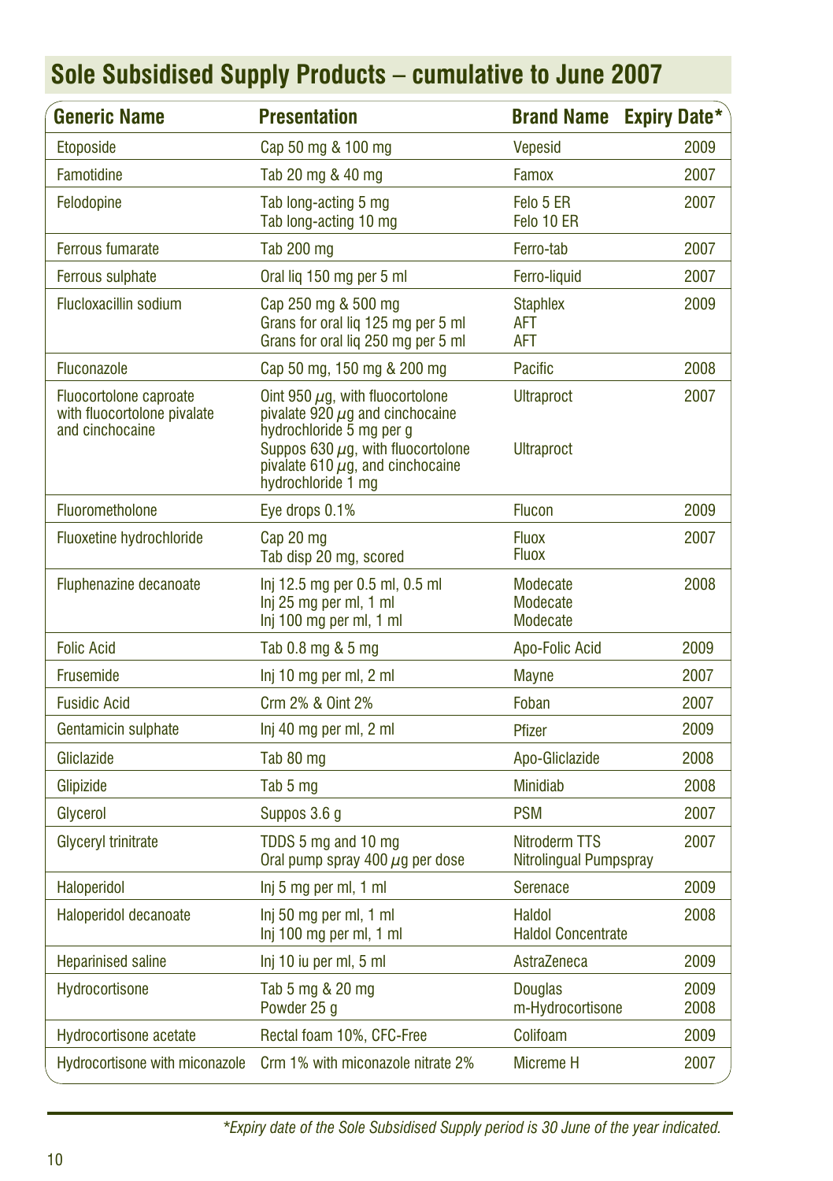## Sole Subsidised Supply Products – cumulative to June 2007

| Generic Name | Presentation | Brand Name | Expiry Date* |
|---|---|---|---|
| Etoposide | Cap 50 mg & 100 mg | Vepesid | 2009 |
| Famotidine | Tab 20 mg & 40 mg | Famox | 2007 |
| Felodopine | Tab long-acting 5 mg<br>Tab long-acting 10 mg | Felo 5 ER<br>Felo 10 ER | 2007 |
| Ferrous fumarate | Tab 200 mg | Ferro-tab | 2007 |
| Ferrous sulphate | Oral liq 150 mg per 5 ml | Ferro-liquid | 2007 |
| Flucloxacillin sodium | Cap 250 mg & 500 mg<br>Grans for oral liq 125 mg per 5 ml<br>Grans for oral liq 250 mg per 5 ml | Staphlex<br>AFT<br>AFT | 2009 |
| Fluconazole | Cap 50 mg, 150 mg & 200 mg | Pacific | 2008 |
| Fluocortolone caproate with fluocortolone pivalate and cinchocaine | Oint 950 µg, with fluocortolone pivalate 920 µg and cinchocaine hydrochloride 5 mg per g<br>Suppos 630 µg, with fluocortolone pivalate 610 µg, and cinchocaine hydrochloride 1 mg | Ultraproct<br><br>Ultraproct | 2007 |
| Fluorometholone | Eye drops 0.1% | Flucon | 2009 |
| Fluoxetine hydrochloride | Cap 20 mg<br>Tab disp 20 mg, scored | Fluox<br>Fluox | 2007 |
| Fluphenazine decanoate | Inj 12.5 mg per 0.5 ml, 0.5 ml<br>Inj 25 mg per ml, 1 ml<br>Inj 100 mg per ml, 1 ml | Modecate<br>Modecate<br>Modecate | 2008 |
| Folic Acid | Tab 0.8 mg & 5 mg | Apo-Folic Acid | 2009 |
| Frusemide | Inj 10 mg per ml, 2 ml | Mayne | 2007 |
| Fusidic Acid | Crm 2% & Oint 2% | Foban | 2007 |
| Gentamicin sulphate | Inj 40 mg per ml, 2 ml | Pfizer | 2009 |
| Gliclazide | Tab 80 mg | Apo-Gliclazide | 2008 |
| Glipizide | Tab 5 mg | Minidiab | 2008 |
| Glycerol | Suppos 3.6 g | PSM | 2007 |
| Glyceryl trinitrate | TDDS 5 mg and 10 mg<br>Oral pump spray 400 µg per dose | Nitroderm TTS<br>Nitrolingual Pumpspray | 2007 |
| Haloperidol | Inj 5 mg per ml, 1 ml | Serenace | 2009 |
| Haloperidol decanoate | Inj 50 mg per ml, 1 ml<br>Inj 100 mg per ml, 1 ml | Haldol<br>Haldol Concentrate | 2008 |
| Heparinised saline | Inj 10 iu per ml, 5 ml | AstraZeneca | 2009 |
| Hydrocortisone | Tab 5 mg & 20 mg<br>Powder 25 g | Douglas<br>m-Hydrocortisone | 2009<br>2008 |
| Hydrocortisone acetate | Rectal foam 10%, CFC-Free | Colifoam | 2009 |
| Hydrocortisone with miconazole | Crm 1% with miconazole nitrate 2% | Micreme H | 2007 |

*\*Expiry date of the Sole Subsidised Supply period is 30 June of the year indicated.*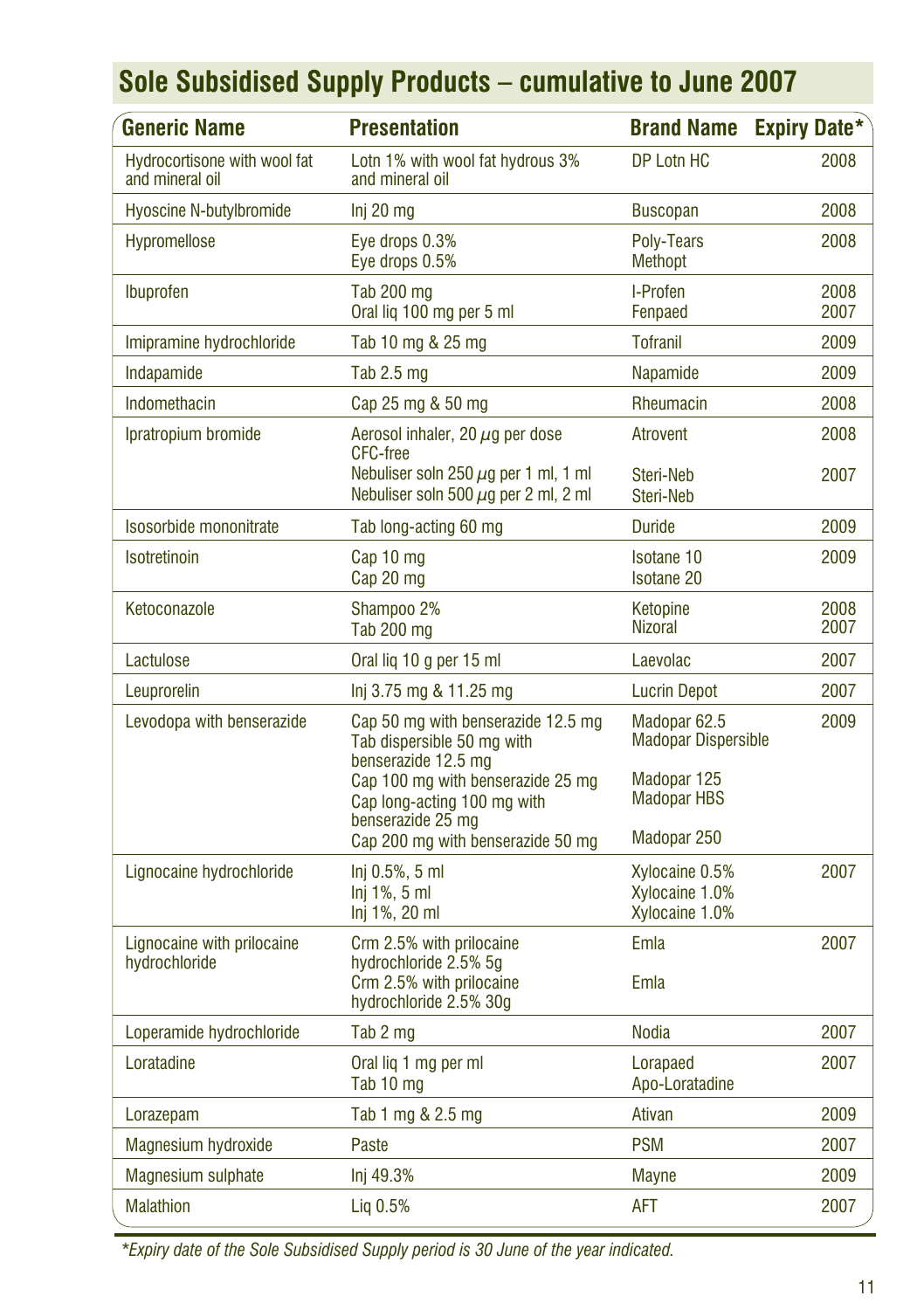## Sole Subsidised Supply Products – cumulative to June 2007

| Generic Name | Presentation | Brand Name | Expiry Date* |
|---|---|---|---|
| Hydrocortisone with wool fat and mineral oil | Lotn 1% with wool fat hydrous 3% and mineral oil | DP Lotn HC | 2008 |
| Hyoscine N-butylbromide | Inj 20 mg | Buscopan | 2008 |
| Hypromellose | Eye drops 0.3%<br>Eye drops 0.5% | Poly-Tears<br>Methopt | 2008 |
| Ibuprofen | Tab 200 mg<br>Oral liq 100 mg per 5 ml | I-Profen<br>Fenpaed | 2008<br>2007 |
| Imipramine hydrochloride | Tab 10 mg & 25 mg | Tofranil | 2009 |
| Indapamide | Tab 2.5 mg | Napamide | 2009 |
| Indomethacin | Cap 25 mg & 50 mg | Rheumacin | 2008 |
| Ipratropium bromide | Aerosol inhaler, 20 µg per dose CFC-free<br>Nebuliser soln 250 µg per 1 ml, 1 ml<br>Nebuliser soln 500 µg per 2 ml, 2 ml | Atrovent<br>Steri-Neb<br>Steri-Neb | 2008<br>2007 |
| Isosorbide mononitrate | Tab long-acting 60 mg | Duride | 2009 |
| Isotretinoin | Cap 10 mg<br>Cap 20 mg | Isotane 10<br>Isotane 20 | 2009 |
| Ketoconazole | Shampoo 2%<br>Tab 200 mg | Ketopine<br>Nizoral | 2008<br>2007 |
| Lactulose | Oral liq 10 g per 15 ml | Laevolac | 2007 |
| Leuprorelin | Inj 3.75 mg & 11.25 mg | Lucrin Depot | 2007 |
| Levodopa with benserazide | Cap 50 mg with benserazide 12.5 mg<br>Tab dispersible 50 mg with benserazide 12.5 mg<br>Cap 100 mg with benserazide 25 mg<br>Cap long-acting 100 mg with benserazide 25 mg<br>Cap 200 mg with benserazide 50 mg | Madopar 62.5<br>Madopar Dispersible<br>Madopar 125<br>Madopar HBS<br>Madopar 250 | 2009 |
| Lignocaine hydrochloride | Inj 0.5%, 5 ml<br>Inj 1%, 5 ml<br>Inj 1%, 20 ml | Xylocaine 0.5%<br>Xylocaine 1.0%<br>Xylocaine 1.0% | 2007 |
| Lignocaine with prilocaine hydrochloride | Crm 2.5% with prilocaine hydrochloride 2.5% 5g<br>Crm 2.5% with prilocaine hydrochloride 2.5% 30g | Emla<br>Emla | 2007 |
| Loperamide hydrochloride | Tab 2 mg | Nodia | 2007 |
| Loratadine | Oral liq 1 mg per ml<br>Tab 10 mg | Lorapaed<br>Apo-Loratadine | 2007 |
| Lorazepam | Tab 1 mg & 2.5 mg | Ativan | 2009 |
| Magnesium hydroxide | Paste | PSM | 2007 |
| Magnesium sulphate | Inj 49.3% | Mayne | 2009 |
| Malathion | Liq 0.5% | AFT | 2007 |

*\*Expiry date of the Sole Subsidised Supply period is 30 June of the year indicated.*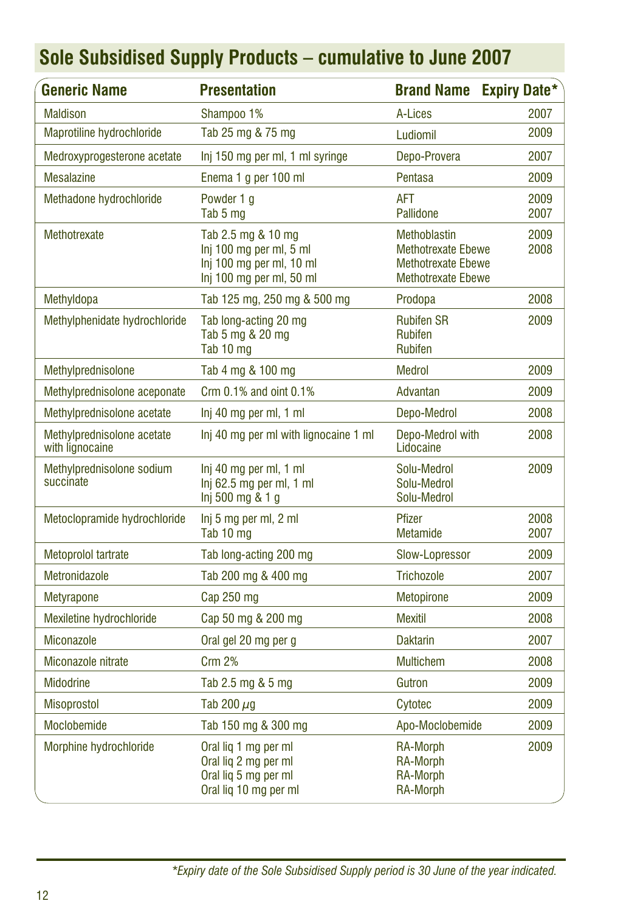## Sole Subsidised Supply Products – cumulative to June 2007

| Generic Name | Presentation | Brand Name | Expiry Date* |
|---|---|---|---|
| Maldison | Shampoo 1% | A-Lices | 2007 |
| Maprotiline hydrochloride | Tab 25 mg & 75 mg | Ludiomil | 2009 |
| Medroxyprogesterone acetate | Inj 150 mg per ml, 1 ml syringe | Depo-Provera | 2007 |
| Mesalazine | Enema 1 g per 100 ml | Pentasa | 2009 |
| Methadone hydrochloride | Powder 1 g<br>Tab 5 mg | AFT<br>Pallidone | 2009<br>2007 |
| Methotrexate | Tab 2.5 mg & 10 mg<br>Inj 100 mg per ml, 5 ml<br>Inj 100 mg per ml, 10 ml<br>Inj 100 mg per ml, 50 ml | Methoblastin<br>Methotrexate Ebewe<br>Methotrexate Ebewe<br>Methotrexate Ebewe | 2009<br>2008 |
| Methyldopa | Tab 125 mg, 250 mg & 500 mg | Prodopa | 2008 |
| Methylphenidate hydrochloride | Tab long-acting 20 mg<br>Tab 5 mg & 20 mg<br>Tab 10 mg | Rubifen SR<br>Rubifen<br>Rubifen | 2009 |
| Methylprednisolone | Tab 4 mg & 100 mg | Medrol | 2009 |
| Methylprednisolone aceponate | Crm 0.1% and oint 0.1% | Advantan | 2009 |
| Methylprednisolone acetate | Inj 40 mg per ml, 1 ml | Depo-Medrol | 2008 |
| Methylprednisolone acetate with lignocaine | Inj 40 mg per ml with lignocaine 1 ml | Depo-Medrol with Lidocaine | 2008 |
| Methylprednisolone sodium succinate | Inj 40 mg per ml, 1 ml<br>Inj 62.5 mg per ml, 1 ml<br>Inj 500 mg & 1 g | Solu-Medrol<br>Solu-Medrol<br>Solu-Medrol | 2009 |
| Metoclopramide hydrochloride | Inj 5 mg per ml, 2 ml<br>Tab 10 mg | Pfizer<br>Metamide | 2008<br>2007 |
| Metoprolol tartrate | Tab long-acting 200 mg | Slow-Lopressor | 2009 |
| Metronidazole | Tab 200 mg & 400 mg | Trichozole | 2007 |
| Metyrapone | Cap 250 mg | Metopirone | 2009 |
| Mexiletine hydrochloride | Cap 50 mg & 200 mg | Mexitil | 2008 |
| Miconazole | Oral gel 20 mg per g | Daktarin | 2007 |
| Miconazole nitrate | Crm 2% | Multichem | 2008 |
| Midodrine | Tab 2.5 mg & 5 mg | Gutron | 2009 |
| Misoprostol | Tab 200 $\mu$g | Cytotec | 2009 |
| Moclobemide | Tab 150 mg & 300 mg | Apo-Moclobemide | 2009 |
| Morphine hydrochloride | Oral liq 1 mg per ml<br>Oral liq 2 mg per ml<br>Oral liq 5 mg per ml<br>Oral liq 10 mg per ml | RA-Morph<br>RA-Morph<br>RA-Morph<br>RA-Morph | 2009 |

*Expiry date of the Sole Subsidised Supply period is 30 June of the year indicated.*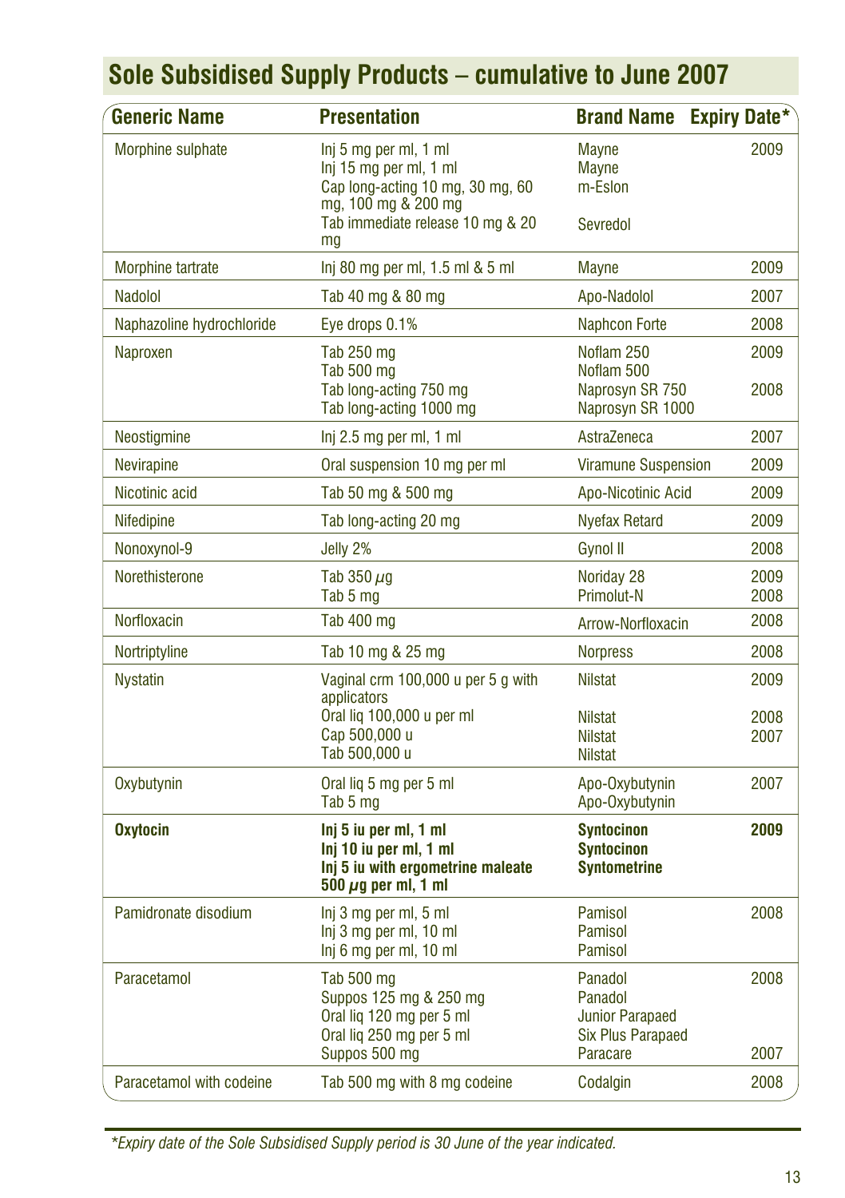## Sole Subsidised Supply Products – cumulative to June 2007

| Generic Name | Presentation | Brand Name | Expiry Date* |
|---|---|---|---|
| Morphine sulphate | Inj 5 mg per ml, 1 ml | Mayne | 2009 |
| | Inj 15 mg per ml, 1 ml | Mayne | |
| | Cap long-acting 10 mg, 30 mg, 60 mg, 100 mg & 200 mg | m-Eslon | |
| | Tab immediate release 10 mg & 20 mg | Sevredol | |
| Morphine tartrate | Inj 80 mg per ml, 1.5 ml & 5 ml | Mayne | 2009 |
| Nadolol | Tab 40 mg & 80 mg | Apo-Nadolol | 2007 |
| Naphazoline hydrochloride | Eye drops 0.1% | Naphcon Forte | 2008 |
| Naproxen | Tab 250 mg | Noflam 250 | 2009 |
| | Tab 500 mg | Noflam 500 | |
| | Tab long-acting 750 mg | Naprosyn SR 750 | 2008 |
| | Tab long-acting 1000 mg | Naprosyn SR 1000 | |
| Neostigmine | Inj 2.5 mg per ml, 1 ml | AstraZeneca | 2007 |
| Nevirapine | Oral suspension 10 mg per ml | Viramune Suspension | 2009 |
| Nicotinic acid | Tab 50 mg & 500 mg | Apo-Nicotinic Acid | 2009 |
| Nifedipine | Tab long-acting 20 mg | Nyefax Retard | 2009 |
| Nonoxynol-9 | Jelly 2% | Gynol II | 2008 |
| Norethisterone | Tab 350 μg | Noriday 28 | 2009 |
| | Tab 5 mg | Primolut-N | 2008 |
| Norfloxacin | Tab 400 mg | Arrow-Norfloxacin | 2008 |
| Nortriptyline | Tab 10 mg & 25 mg | Norpress | 2008 |
| Nystatin | Vaginal crm 100,000 u per 5 g with applicators | Nilstat | 2009 |
| | Oral liq 100,000 u per ml | Nilstat | 2008 |
| | Cap 500,000 u | Nilstat | 2007 |
| | Tab 500,000 u | Nilstat | |
| Oxybutynin | Oral liq 5 mg per 5 ml | Apo-Oxybutynin | 2007 |
| | Tab 5 mg | Apo-Oxybutynin | |
| **Oxytocin** | **Inj 5 iu per ml, 1 ml** | **Syntocinon** | **2009** |
| | **Inj 10 iu per ml, 1 ml** | **Syntocinon** | |
| | **Inj 5 iu with ergometrine maleate 500 μg per ml, 1 ml** | **Syntometrine** | |
| Pamidronate disodium | Inj 3 mg per ml, 5 ml | Pamisol | 2008 |
| | Inj 3 mg per ml, 10 ml | Pamisol | |
| | Inj 6 mg per ml, 10 ml | Pamisol | |
| Paracetamol | Tab 500 mg | Panadol | 2008 |
| | Suppos 125 mg & 250 mg | Panadol | |
| | Oral liq 120 mg per 5 ml | Junior Parapaed | |
| | Oral liq 250 mg per 5 ml | Six Plus Parapaed | |
| | Suppos 500 mg | Paracare | 2007 |
| Paracetamol with codeine | Tab 500 mg with 8 mg codeine | Codalgin | 2008 |

*\*Expiry date of the Sole Subsidised Supply period is 30 June of the year indicated.*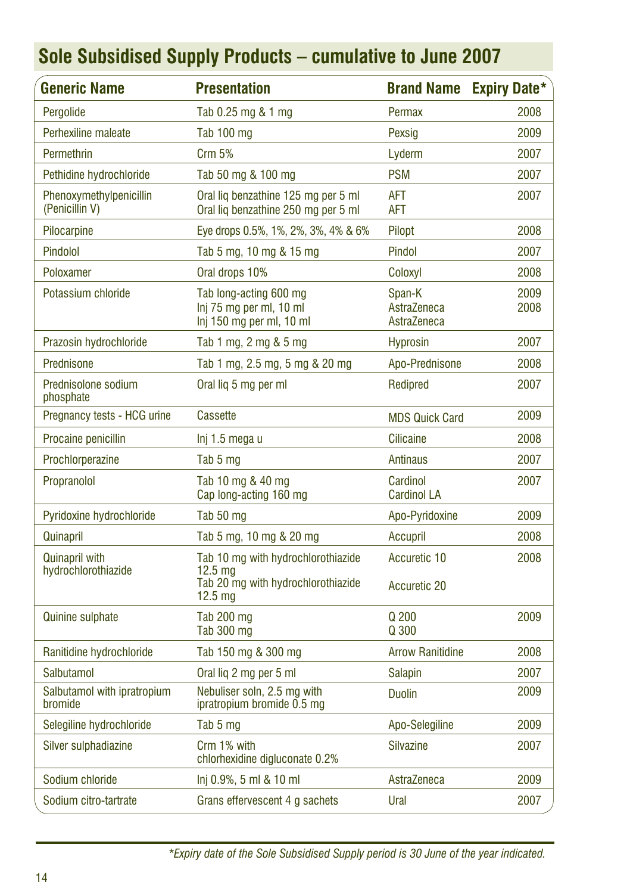## Sole Subsidised Supply Products – cumulative to June 2007

| Generic Name | Presentation | Brand Name | Expiry Date* |
|---|---|---|---|
| Pergolide | Tab 0.25 mg & 1 mg | Permax | 2008 |
| Perhexiline maleate | Tab 100 mg | Pexsig | 2009 |
| Permethrin | Crm 5% | Lyderm | 2007 |
| Pethidine hydrochloride | Tab 50 mg & 100 mg | PSM | 2007 |
| Phenoxymethylpenicillin (Penicillin V) | Oral liq benzathine 125 mg per 5 ml<br>Oral liq benzathine 250 mg per 5 ml | AFT<br>AFT | 2007 |
| Pilocarpine | Eye drops 0.5%, 1%, 2%, 3%, 4% & 6% | Pilopt | 2008 |
| Pindolol | Tab 5 mg, 10 mg & 15 mg | Pindol | 2007 |
| Poloxamer | Oral drops 10% | Coloxyl | 2008 |
| Potassium chloride | Tab long-acting 600 mg<br>Inj 75 mg per ml, 10 ml<br>Inj 150 mg per ml, 10 ml | Span-K<br>AstraZeneca<br>AstraZeneca | 2009<br>2008 |
| Prazosin hydrochloride | Tab 1 mg, 2 mg & 5 mg | Hyprosin | 2007 |
| Prednisone | Tab 1 mg, 2.5 mg, 5 mg & 20 mg | Apo-Prednisone | 2008 |
| Prednisolone sodium phosphate | Oral liq 5 mg per ml | Redipred | 2007 |
| Pregnancy tests - HCG urine | Cassette | MDS Quick Card | 2009 |
| Procaine penicillin | Inj 1.5 mega u | Cilicaine | 2008 |
| Prochlorperazine | Tab 5 mg | Antinaus | 2007 |
| Propranolol | Tab 10 mg & 40 mg<br>Cap long-acting 160 mg | Cardinol<br>Cardinol LA | 2007 |
| Pyridoxine hydrochloride | Tab 50 mg | Apo-Pyridoxine | 2009 |
| Quinapril | Tab 5 mg, 10 mg & 20 mg | Accupril | 2008 |
| Quinapril with hydrochlorothiazide | Tab 10 mg with hydrochlorothiazide 12.5 mg<br>Tab 20 mg with hydrochlorothiazide 12.5 mg | Accuretic 10<br>Accuretic 20 | 2008 |
| Quinine sulphate | Tab 200 mg<br>Tab 300 mg | Q 200<br>Q 300 | 2009 |
| Ranitidine hydrochloride | Tab 150 mg & 300 mg | Arrow Ranitidine | 2008 |
| Salbutamol | Oral liq 2 mg per 5 ml | Salapin | 2007 |
| Salbutamol with ipratropium bromide | Nebuliser soln, 2.5 mg with ipratropium bromide 0.5 mg | Duolin | 2009 |
| Selegiline hydrochloride | Tab 5 mg | Apo-Selegiline | 2009 |
| Silver sulphadiazine | Crm 1% with chlorhexidine digluconate 0.2% | Silvazine | 2007 |
| Sodium chloride | Inj 0.9%, 5 ml & 10 ml | AstraZeneca | 2009 |
| Sodium citro-tartrate | Grans effervescent 4 g sachets | Ural | 2007 |

*Expiry date of the Sole Subsidised Supply period is 30 June of the year indicated.*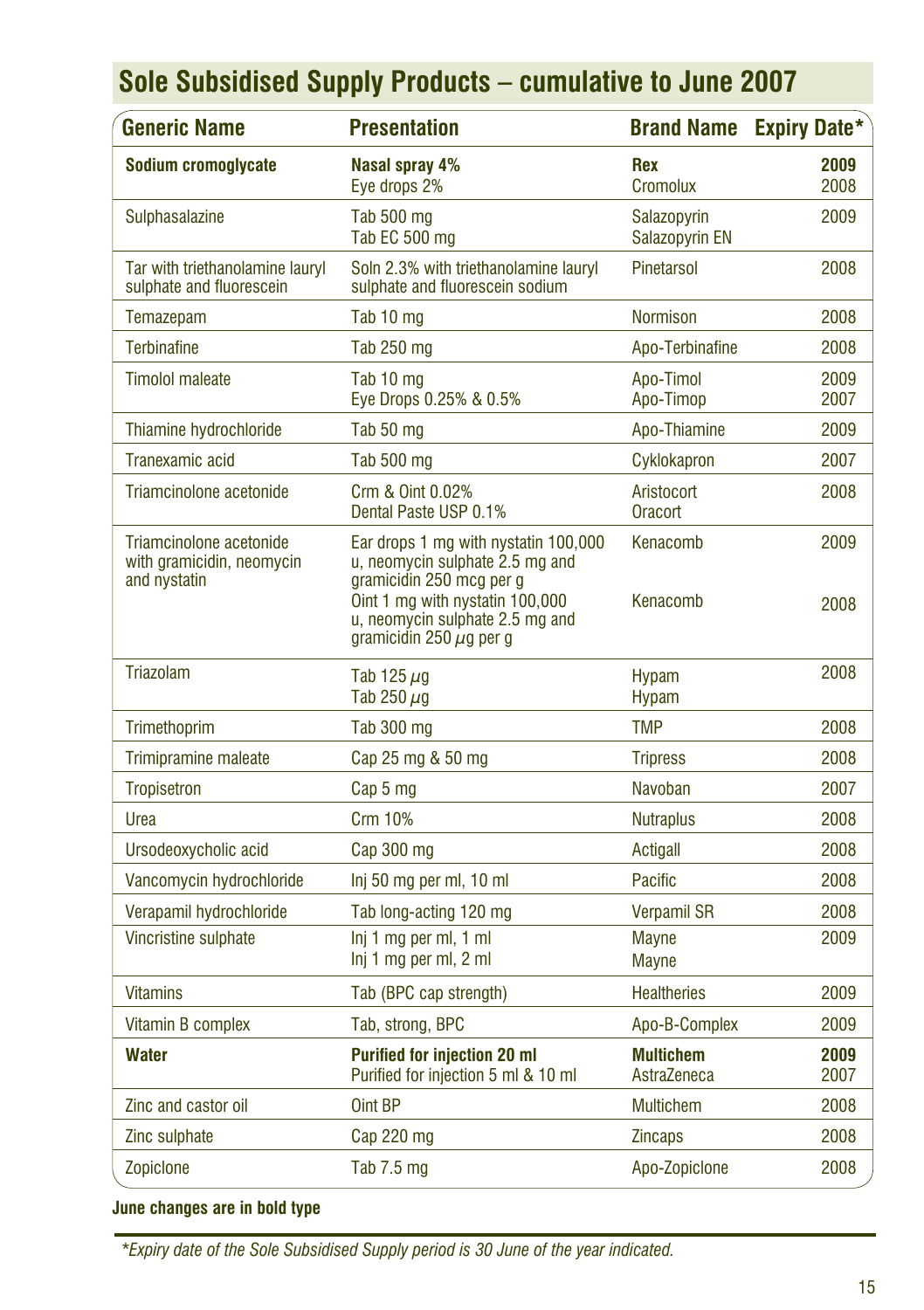## Sole Subsidised Supply Products – cumulative to June 2007

| Generic Name | Presentation | Brand Name | Expiry Date* |
|---|---|---|---|
| **Sodium cromoglycate** | **Nasal spray 4%**<br>Eye drops 2% | **Rex**<br>Cromolux | **2009**<br>2008 |
| Sulphasalazine | Tab 500 mg<br>Tab EC 500 mg | Salazopyrin<br>Salazopyrin EN | 2009 |
| Tar with triethanolamine lauryl sulphate and fluorescein | Soln 2.3% with triethanolamine lauryl sulphate and fluorescein sodium | Pinetarsol | 2008 |
| Temazepam | Tab 10 mg | Normison | 2008 |
| Terbinafine | Tab 250 mg | Apo-Terbinafine | 2008 |
| Timolol maleate | Tab 10 mg<br>Eye Drops 0.25% & 0.5% | Apo-Timol<br>Apo-Timop | 2009<br>2007 |
| Thiamine hydrochloride | Tab 50 mg | Apo-Thiamine | 2009 |
| Tranexamic acid | Tab 500 mg | Cyklokapron | 2007 |
| Triamcinolone acetonide | Crm & Oint 0.02%<br>Dental Paste USP 0.1% | Aristocort<br>Oracort | 2008 |
| Triamcinolone acetonide with gramicidin, neomycin and nystatin | Ear drops 1 mg with nystatin 100,000 u, neomycin sulphate 2.5 mg and gramicidin 250 mcg per g<br>Oint 1 mg with nystatin 100,000 u, neomycin sulphate 2.5 mg and gramicidin 250 µg per g | Kenacomb<br>Kenacomb | 2009<br>2008 |
| Triazolam | Tab 125 µg<br>Tab 250 µg | Hypam<br>Hypam | 2008 |
| Trimethoprim | Tab 300 mg | TMP | 2008 |
| Trimipramine maleate | Cap 25 mg & 50 mg | Tripress | 2008 |
| Tropisetron | Cap 5 mg | Navoban | 2007 |
| Urea | Crm 10% | Nutraplus | 2008 |
| Ursodeoxycholic acid | Cap 300 mg | Actigall | 2008 |
| Vancomycin hydrochloride | Inj 50 mg per ml, 10 ml | Pacific | 2008 |
| Verapamil hydrochloride | Tab long-acting 120 mg | Verpamil SR | 2008 |
| Vincristine sulphate | Inj 1 mg per ml, 1 ml<br>Inj 1 mg per ml, 2 ml | Mayne<br>Mayne | 2009 |
| Vitamins | Tab (BPC cap strength) | Healtheries | 2009 |
| Vitamin B complex | Tab, strong, BPC | Apo-B-Complex | 2009 |
| **Water** | **Purified for injection 20 ml**<br>Purified for injection 5 ml & 10 ml | **Multichem**<br>AstraZeneca | **2009**<br>2007 |
| Zinc and castor oil | Oint BP | Multichem | 2008 |
| Zinc sulphate | Cap 220 mg | Zincaps | 2008 |
| Zopiclone | Tab 7.5 mg | Apo-Zopiclone | 2008 |

**June changes are in bold type**

*\*Expiry date of the Sole Subsidised Supply period is 30 June of the year indicated.*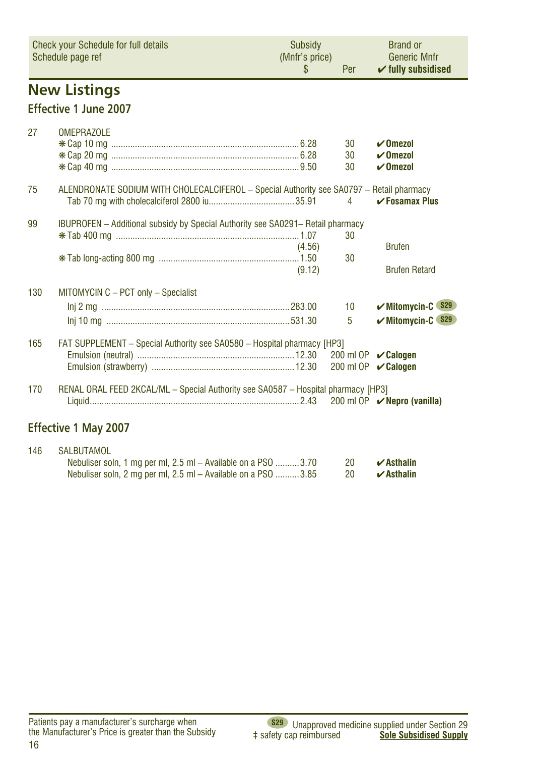| Check your Schedule for full details<br>Schedule page ref | | Subsidy<br>(Mnfr's price)<br>$ | Per | Brand or<br>Generic Mnfr<br>✔ fully subsidised |
|---|---|---|---|---|

## New Listings

### Effective 1 June 2007

| | | | | |
|---|---|---|---|---|
| 27 | OMEPRAZOLE | | | |
| | ❋ Cap 10 mg | 6.28 | 30 | ✔ **Omezol** |
| | ❋ Cap 20 mg | 6.28 | 30 | ✔ **Omezol** |
| | ❋ Cap 40 mg | 9.50 | 30 | ✔ **Omezol** |
| 75 | ALENDRONATE SODIUM WITH CHOLECALCIFEROL – Special Authority see SA0797 – Retail pharmacy | | | |
| | Tab 70 mg with cholecalciferol 2800 iu | 35.91 | 4 | ✔ **Fosamax Plus** |
| 99 | IBUPROFEN – Additional subsidy by Special Authority see SA0291– Retail pharmacy | | | |
| | ❋ Tab 400 mg | 1.07 | 30 | |
| | | (4.56) | | Brufen |
| | ❋ Tab long-acting 800 mg | 1.50 | 30 | |
| | | (9.12) | | Brufen Retard |
| 130 | MITOMYCIN C – PCT only – Specialist | | | |
| | Inj 2 mg | 283.00 | 10 | ✔ **Mitomycin-C** S29 |
| | Inj 10 mg | 531.30 | 5 | ✔ **Mitomycin-C** S29 |
| 165 | FAT SUPPLEMENT – Special Authority see SA0580 – Hospital pharmacy [HP3] | | | |
| | Emulsion (neutral) | 12.30 | 200 ml OP | ✔ **Calogen** |
| | Emulsion (strawberry) | 12.30 | 200 ml OP | ✔ **Calogen** |
| 170 | RENAL ORAL FEED 2KCAL/ML – Special Authority see SA0587 – Hospital pharmacy [HP3] | | | |
| | Liquid | 2.43 | 200 ml OP | ✔ **Nepro (vanilla)** |

### Effective 1 May 2007

| | | | | |
|---|---|---|---|---|
| 146 | SALBUTAMOL | | | |
| | Nebuliser soln, 1 mg per ml, 2.5 ml – Available on a PSO | 3.70 | 20 | ✔ **Asthalin** |
| | Nebuliser soln, 2 mg per ml, 2.5 ml – Available on a PSO | 3.85 | 20 | ✔ **Asthalin** |

Patients pay a manufacturer's surcharge when the Manufacturer's Price is greater than the Subsidy

S29 Unapproved medicine supplied under Section 29

‡ safety cap reimbursed

**Sole Subsidised Supply**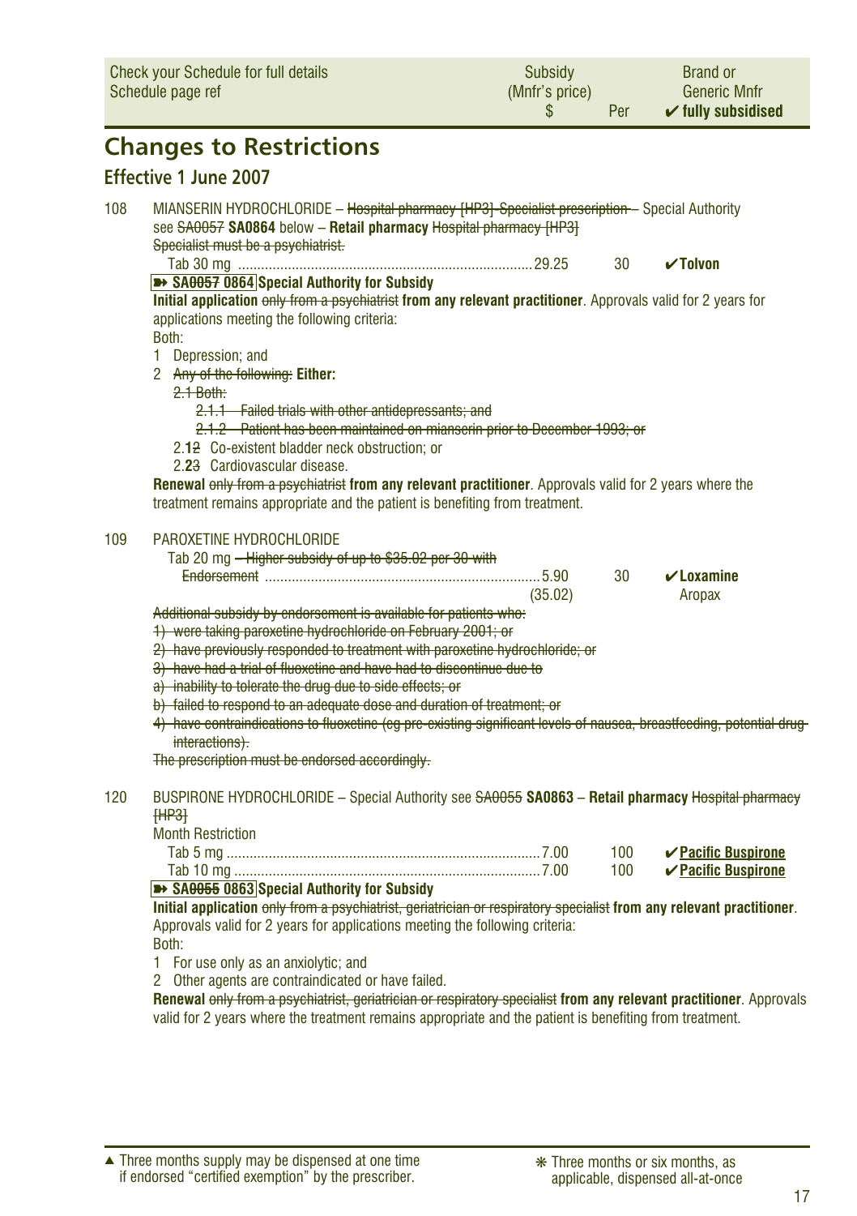| Check your Schedule for full details Schedule page ref | Subsidy (Mnfr's price) $ | Per | Brand or Generic Mnfr ✔ fully subsidised |
|---|---|---|---|

## Changes to Restrictions

### Effective 1 June 2007

108 MIANSERIN HYDROCHLORIDE – ~~Hospital pharmacy [HP3]-Specialist prescription~~ – Special Authority see ~~SA0057~~ **SA0864** below – **Retail pharmacy** ~~Hospital pharmacy [HP3]~~
~~Specialist must be a psychiatrist.~~

| | | | |
|---|---|---|---|
| Tab 30 mg | 29.25 | 30 | ✔Tolvon |

**➽ SA~~0057~~ 0864 Special Authority for Subsidy**

**Initial application** ~~only from a psychiatrist~~ **from any relevant practitioner**. Approvals valid for 2 years for applications meeting the following criteria:

Both:

1 Depression; and
2 ~~Any of the following:~~ **Either:**
   ~~2.1 Both:~~
      ~~2.1.1 Failed trials with other antidepressants; and~~
      ~~2.1.2 Patient has been maintained on mianserin prior to December 1993; or~~
   2.1~~2~~ Co-existent bladder neck obstruction; or
   2.2~~3~~ Cardiovascular disease.

**Renewal** ~~only from a psychiatrist~~ **from any relevant practitioner**. Approvals valid for 2 years where the treatment remains appropriate and the patient is benefiting from treatment.

109 PAROXETINE HYDROCHLORIDE

| | | | |
|---|---|---|---|
| Tab 20 mg ~~– Higher subsidy of up to $35.02 per 30 with Endorsement~~ | 5.90 | 30 | ✔Loxamine |
| | (35.02) | | Aropax |

~~Additional subsidy by endorsement is available for patients who:~~
~~1) were taking paroxetine hydrochloride on February 2001; or~~
~~2) have previously responded to treatment with paroxetine hydrochloride; or~~
~~3) have had a trial of fluoxetine and have had to discontinue due to~~
~~a) inability to tolerate the drug due to side effects; or~~
~~b) failed to respond to an adequate dose and duration of treatment; or~~
~~4) have contraindications to fluoxetine (eg pre-existing significant levels of nausea, breastfeeding, potential drug interactions).~~
~~The prescription must be endorsed accordingly.~~

120 BUSPIRONE HYDROCHLORIDE – Special Authority see ~~SA0055~~ **SA0863** – **Retail pharmacy** ~~Hospital pharmacy [HP3]~~
Month Restriction

| | | | |
|---|---|---|---|
| Tab 5 mg | 7.00 | 100 | ✔Pacific Buspirone |
| Tab 10 mg | 7.00 | 100 | ✔Pacific Buspirone |

**➽ SA~~0055~~ 0863 Special Authority for Subsidy**

**Initial application** ~~only from a psychiatrist, geriatrician or respiratory specialist~~ **from any relevant practitioner**. Approvals valid for 2 years for applications meeting the following criteria:

Both:

1 For use only as an anxiolytic; and
2 Other agents are contraindicated or have failed.

**Renewal** ~~only from a psychiatrist, geriatrician or respiratory specialist~~ **from any relevant practitioner**. Approvals valid for 2 years where the treatment remains appropriate and the patient is benefiting from treatment.

▲ Three months supply may be dispensed at one time if endorsed "certified exemption" by the prescriber.

❋ Three months or six months, as applicable, dispensed all-at-once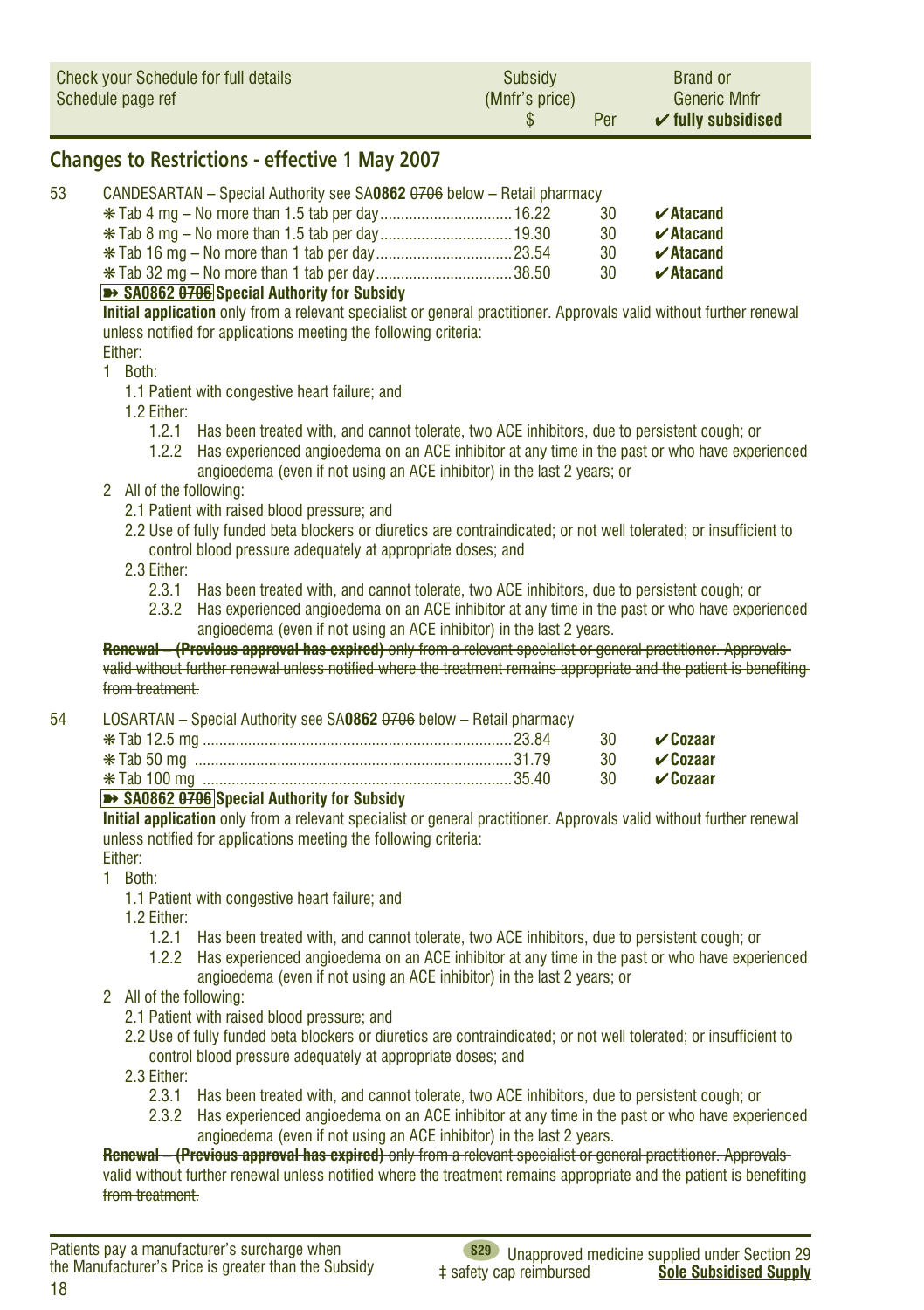| Check your Schedule for full details Schedule page ref | Subsidy (Mnfr's price) $ | Per | Brand or Generic Mnfr ✔ fully subsidised |
|---|---|---|---|

## Changes to Restrictions - effective 1 May 2007

53 CANDESARTAN – Special Authority see SA**0862** ~~0706~~ below – Retail pharmacy

| | | | |
|---|---|---|---|
| ❋ Tab 4 mg – No more than 1.5 tab per day | 16.22 | 30 | ✔**Atacand** |
| ❋ Tab 8 mg – No more than 1.5 tab per day | 19.30 | 30 | ✔**Atacand** |
| ❋ Tab 16 mg – No more than 1 tab per day | 23.54 | 30 | ✔**Atacand** |
| ❋ Tab 32 mg – No more than 1 tab per day | 38.50 | 30 | ✔**Atacand** |

**➽ SA0862 ~~0706~~ Special Authority for Subsidy**

**Initial application** only from a relevant specialist or general practitioner. Approvals valid without further renewal unless notified for applications meeting the following criteria:

Either:

1 Both:
  - 1.1 Patient with congestive heart failure; and
  - 1.2 Either:
    - 1.2.1 Has been treated with, and cannot tolerate, two ACE inhibitors, due to persistent cough; or
    - 1.2.2 Has experienced angioedema on an ACE inhibitor at any time in the past or who have experienced angioedema (even if not using an ACE inhibitor) in the last 2 years; or

2 All of the following:
  - 2.1 Patient with raised blood pressure; and
  - 2.2 Use of fully funded beta blockers or diuretics are contraindicated; or not well tolerated; or insufficient to control blood pressure adequately at appropriate doses; and
  - 2.3 Either:
    - 2.3.1 Has been treated with, and cannot tolerate, two ACE inhibitors, due to persistent cough; or
    - 2.3.2 Has experienced angioedema on an ACE inhibitor at any time in the past or who have experienced angioedema (even if not using an ACE inhibitor) in the last 2 years.

~~**Renewal – (Previous approval has expired)** only from a relevant specialist or general practitioner. Approvals valid without further renewal unless notified where the treatment remains appropriate and the patient is benefiting from treatment.~~

54 LOSARTAN – Special Authority see SA**0862** ~~0706~~ below – Retail pharmacy

| | | | |
|---|---|---|---|
| ❋ Tab 12.5 mg | 23.84 | 30 | ✔**Cozaar** |
| ❋ Tab 50 mg | 31.79 | 30 | ✔**Cozaar** |
| ❋ Tab 100 mg | 35.40 | 30 | ✔**Cozaar** |

**➽ SA0862 ~~0706~~ Special Authority for Subsidy**

**Initial application** only from a relevant specialist or general practitioner. Approvals valid without further renewal unless notified for applications meeting the following criteria:

Either:

1 Both:
  - 1.1 Patient with congestive heart failure; and
  - 1.2 Either:
    - 1.2.1 Has been treated with, and cannot tolerate, two ACE inhibitors, due to persistent cough; or
    - 1.2.2 Has experienced angioedema on an ACE inhibitor at any time in the past or who have experienced angioedema (even if not using an ACE inhibitor) in the last 2 years; or

2 All of the following:
  - 2.1 Patient with raised blood pressure; and
  - 2.2 Use of fully funded beta blockers or diuretics are contraindicated; or not well tolerated; or insufficient to control blood pressure adequately at appropriate doses; and
  - 2.3 Either:
    - 2.3.1 Has been treated with, and cannot tolerate, two ACE inhibitors, due to persistent cough; or
    - 2.3.2 Has experienced angioedema on an ACE inhibitor at any time in the past or who have experienced angioedema (even if not using an ACE inhibitor) in the last 2 years.

~~**Renewal – (Previous approval has expired)** only from a relevant specialist or general practitioner. Approvals valid without further renewal unless notified where the treatment remains appropriate and the patient is benefiting from treatment.~~

Patients pay a manufacturer's surcharge when the Manufacturer's Price is greater than the Subsidy

S29 Unapproved medicine supplied under Section 29
‡ safety cap reimbursed
**Sole Subsidised Supply**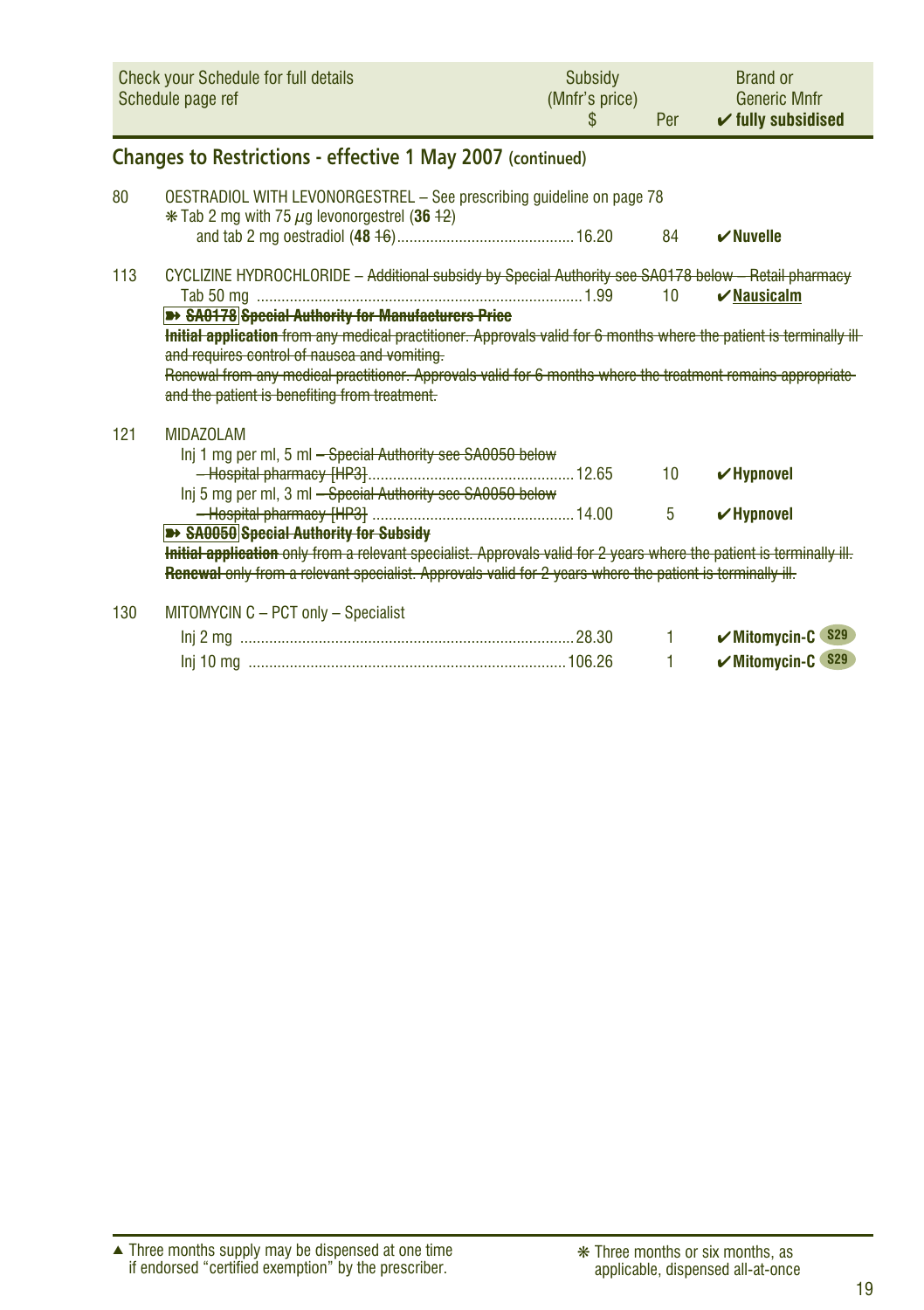| Check your Schedule for full details Schedule page ref | Subsidy (Mnfr's price) $ | Per | Brand or Generic Mnfr ✔ fully subsidised |
|---|---|---|---|

## Changes to Restrictions - effective 1 May 2007 (continued)

80 OESTRADIOL WITH LEVONORGESTREL – See prescribing guideline on page 78

| | | | |
|---|---|---|---|
| ❋ Tab 2 mg with 75 µg levonorgestrel (**36** ~~12~~) and tab 2 mg oestradiol (**48** ~~16~~) | 16.20 | 84 | ✔**Nuvelle** |

113 CYCLIZINE HYDROCHLORIDE – ~~Additional subsidy by Special Authority see SA0178 below – Retail pharmacy~~

| | | | |
|---|---|---|---|
| Tab 50 mg | 1.99 | 10 | ✔**Nausicalm** |

~~➽ **SA0178** **Special Authority for Manufacturers Price**~~

~~**Initial application** from any medical practitioner. Approvals valid for 6 months where the patient is terminally ill and requires control of nausea and vomiting.~~

~~Renewal from any medical practitioner. Approvals valid for 6 months where the treatment remains appropriate and the patient is benefiting from treatment.~~

121 MIDAZOLAM

| | | | |
|---|---|---|---|
| Inj 1 mg per ml, 5 ml ~~– Special Authority see SA0050 below – Hospital pharmacy [HP3]~~ | 12.65 | 10 | ✔**Hypnovel** |
| Inj 5 mg per ml, 3 ml ~~– Special Authority see SA0050 below – Hospital pharmacy [HP3]~~ | 14.00 | 5 | ✔**Hypnovel** |

~~➽ **SA0050** **Special Authority for Subsidy**~~

~~**Initial application** only from a relevant specialist. Approvals valid for 2 years where the patient is terminally ill.~~

~~**Renewal** only from a relevant specialist. Approvals valid for 2 years where the patient is terminally ill.~~

130 MITOMYCIN C – PCT only – Specialist

| | | | |
|---|---|---|---|
| Inj 2 mg | 28.30 | 1 | ✔**Mitomycin-C** S29 |
| Inj 10 mg | 106.26 | 1 | ✔**Mitomycin-C** S29 |

▲ Three months supply may be dispensed at one time if endorsed "certified exemption" by the prescriber.

❋ Three months or six months, as applicable, dispensed all-at-once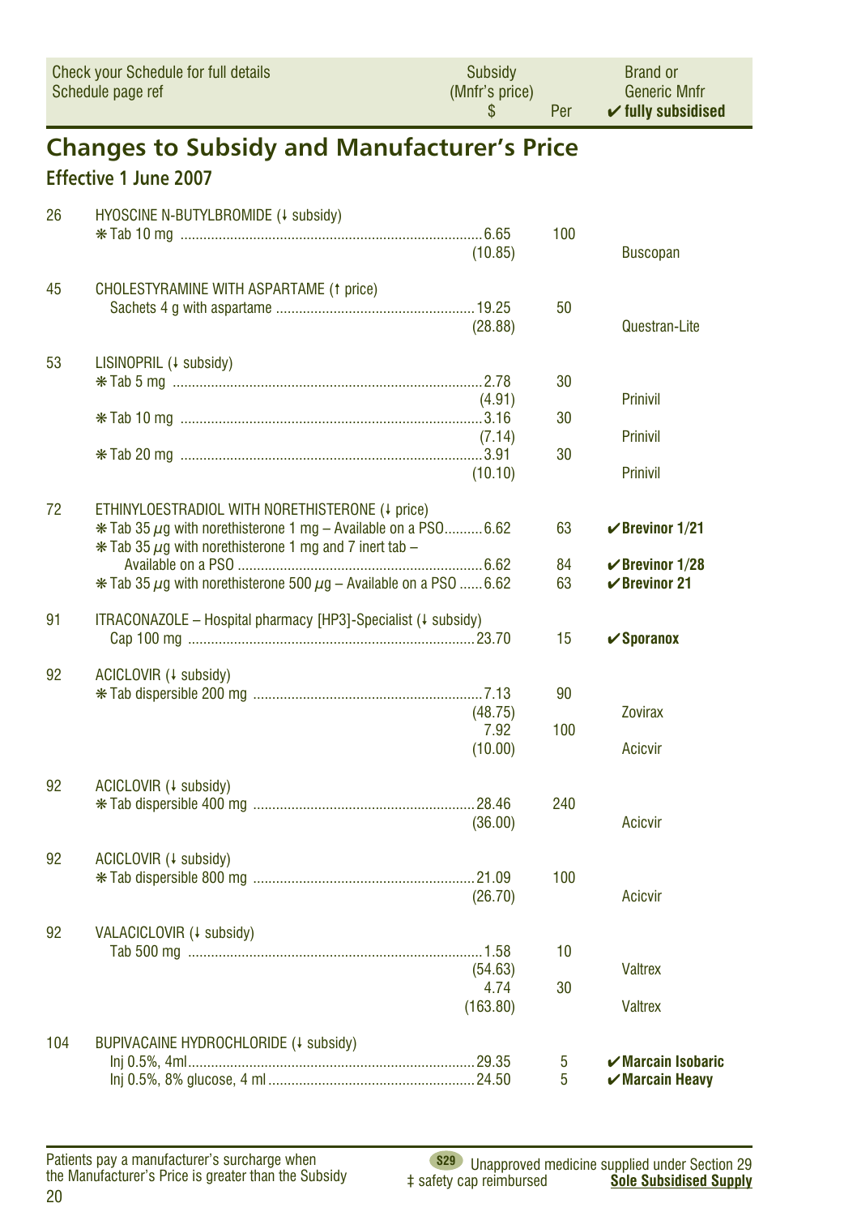| Check your Schedule for full details Schedule page ref | | Subsidy (Mnfr's price) $ | Per | Brand or Generic Mnfr ✔ fully subsidised |
|---|---|---|---|---|

# Changes to Subsidy and Manufacturer's Price

## Effective 1 June 2007

| Page ref | Item | Subsidy (Mnfr's price) $ | Per | Brand or Generic Mnfr |
|---|---|---|---|---|
| 26 | HYOSCINE N-BUTYLBROMIDE (↓ subsidy) | | | |
| | ✻ Tab 10 mg | 6.65 | 100 | |
| | | (10.85) | | Buscopan |
| 45 | CHOLESTYRAMINE WITH ASPARTAME (↑ price) | | | |
| | Sachets 4 g with aspartame | 19.25 | 50 | |
| | | (28.88) | | Questran-Lite |
| 53 | LISINOPRIL (↓ subsidy) | | | |
| | ✻ Tab 5 mg | 2.78 | 30 | |
| | | (4.91) | | Prinivil |
| | ✻ Tab 10 mg | 3.16 | 30 | |
| | | (7.14) | | Prinivil |
| | ✻ Tab 20 mg | 3.91 | 30 | |
| | | (10.10) | | Prinivil |
| 72 | ETHINYLOESTRADIOL WITH NORETHISTERONE (↓ price) | | | |
| | ✻ Tab 35 μg with norethisterone 1 mg – Available on a PSO | 6.62 | 63 | ✔ **Brevinor 1/21** |
| | ✻ Tab 35 μg with norethisterone 1 mg and 7 inert tab – Available on a PSO | 6.62 | 84 | ✔ **Brevinor 1/28** |
| | ✻ Tab 35 μg with norethisterone 500 μg – Available on a PSO | 6.62 | 63 | ✔ **Brevinor 21** |
| 91 | ITRACONAZOLE – Hospital pharmacy [HP3]-Specialist (↓ subsidy) | | | |
| | Cap 100 mg | 23.70 | 15 | ✔ **Sporanox** |
| 92 | ACICLOVIR (↓ subsidy) | | | |
| | ✻ Tab dispersible 200 mg | 7.13 | 90 | |
| | | (48.75) | | Zovirax |
| | | 7.92 | 100 | |
| | | (10.00) | | Acicvir |
| 92 | ACICLOVIR (↓ subsidy) | | | |
| | ✻ Tab dispersible 400 mg | 28.46 | 240 | |
| | | (36.00) | | Acicvir |
| 92 | ACICLOVIR (↓ subsidy) | | | |
| | ✻ Tab dispersible 800 mg | 21.09 | 100 | |
| | | (26.70) | | Acicvir |
| 92 | VALACICLOVIR (↓ subsidy) | | | |
| | Tab 500 mg | 1.58 | 10 | |
| | | (54.63) | | Valtrex |
| | | 4.74 | 30 | |
| | | (163.80) | | Valtrex |
| 104 | BUPIVACAINE HYDROCHLORIDE (↓ subsidy) | | | |
| | Inj 0.5%, 4ml | 29.35 | 5 | ✔ **Marcain Isobaric** |
| | Inj 0.5%, 8% glucose, 4 ml | 24.50 | 5 | ✔ **Marcain Heavy** |

Patients pay a manufacturer's surcharge when the Manufacturer's Price is greater than the Subsidy

S29 Unapproved medicine supplied under Section 29
‡ safety cap reimbursed
**Sole Subsidised Supply**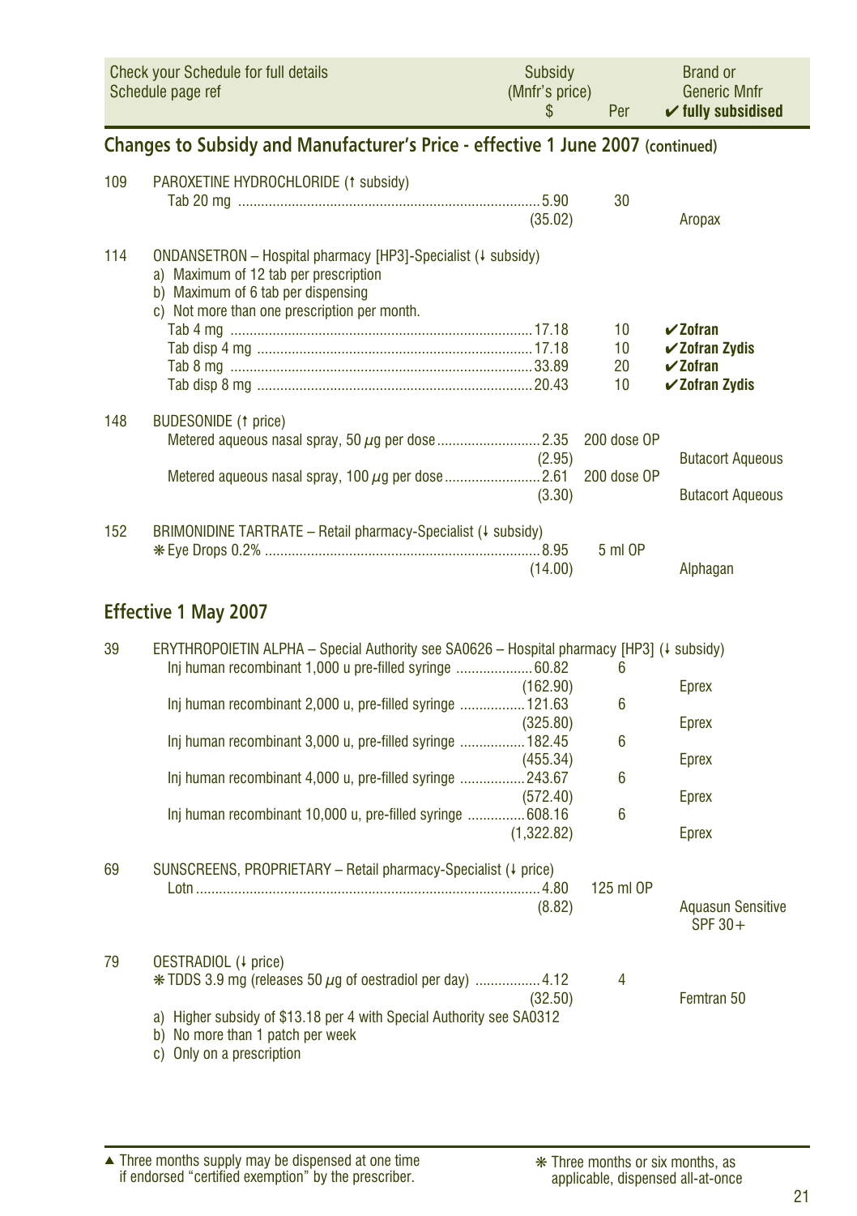| Check your Schedule for full details<br>Schedule page ref | Subsidy<br>(Mnfr's price)<br>$ | Per | Brand or<br>Generic Mnfr<br>✔ fully subsidised |
|---|---|---|---|

## Changes to Subsidy and Manufacturer's Price - effective 1 June 2007 (continued)

| Page ref | Item | Subsidy (Mnfr's price) $ | Per | Brand or Generic Mnfr |
|---|---|---|---|---|
| 109 | PAROXETINE HYDROCHLORIDE (↑ subsidy) | | | |
| | Tab 20 mg | 5.90<br>(35.02) | 30 | Aropax |
| 114 | ONDANSETRON – Hospital pharmacy [HP3]-Specialist (↓ subsidy)<br>a) Maximum of 12 tab per prescription<br>b) Maximum of 6 tab per dispensing<br>c) Not more than one prescription per month. | | | |
| | Tab 4 mg | 17.18 | 10 | ✔**Zofran** |
| | Tab disp 4 mg | 17.18 | 10 | ✔**Zofran Zydis** |
| | Tab 8 mg | 33.89 | 20 | ✔**Zofran** |
| | Tab disp 8 mg | 20.43 | 10 | ✔**Zofran Zydis** |
| 148 | BUDESONIDE (↑ price) | | | |
| | Metered aqueous nasal spray, 50 µg per dose | 2.35<br>(2.95) | 200 dose OP | Butacort Aqueous |
| | Metered aqueous nasal spray, 100 µg per dose | 2.61<br>(3.30) | 200 dose OP | Butacort Aqueous |
| 152 | BRIMONIDINE TARTRATE – Retail pharmacy-Specialist (↓ subsidy) | | | |
| | ❋ Eye Drops 0.2% | 8.95<br>(14.00) | 5 ml OP | Alphagan |

## Effective 1 May 2007

| Page ref | Item | Subsidy (Mnfr's price) $ | Per | Brand or Generic Mnfr |
|---|---|---|---|---|
| 39 | ERYTHROPOIETIN ALPHA – Special Authority see SA0626 – Hospital pharmacy [HP3] (↓ subsidy) | | | |
| | Inj human recombinant 1,000 u pre-filled syringe | 60.82<br>(162.90) | 6 | Eprex |
| | Inj human recombinant 2,000 u, pre-filled syringe | 121.63<br>(325.80) | 6 | Eprex |
| | Inj human recombinant 3,000 u, pre-filled syringe | 182.45<br>(455.34) | 6 | Eprex |
| | Inj human recombinant 4,000 u, pre-filled syringe | 243.67<br>(572.40) | 6 | Eprex |
| | Inj human recombinant 10,000 u, pre-filled syringe | 608.16<br>(1,322.82) | 6 | Eprex |
| 69 | SUNSCREENS, PROPRIETARY – Retail pharmacy-Specialist (↓ price) | | | |
| | Lotn | 4.80<br>(8.82) | 125 ml OP | Aquasun Sensitive SPF 30+ |
| 79 | OESTRADIOL (↓ price) | | | |
| | ❋ TDDS 3.9 mg (releases 50 µg of oestradiol per day) | 4.12<br>(32.50) | 4 | Femtran 50 |
| | a) Higher subsidy of $13.18 per 4 with Special Authority see SA0312<br>b) No more than 1 patch per week<br>c) Only on a prescription | | | |

▲ Three months supply may be dispensed at one time if endorsed "certified exemption" by the prescriber.

❋ Three months or six months, as applicable, dispensed all-at-once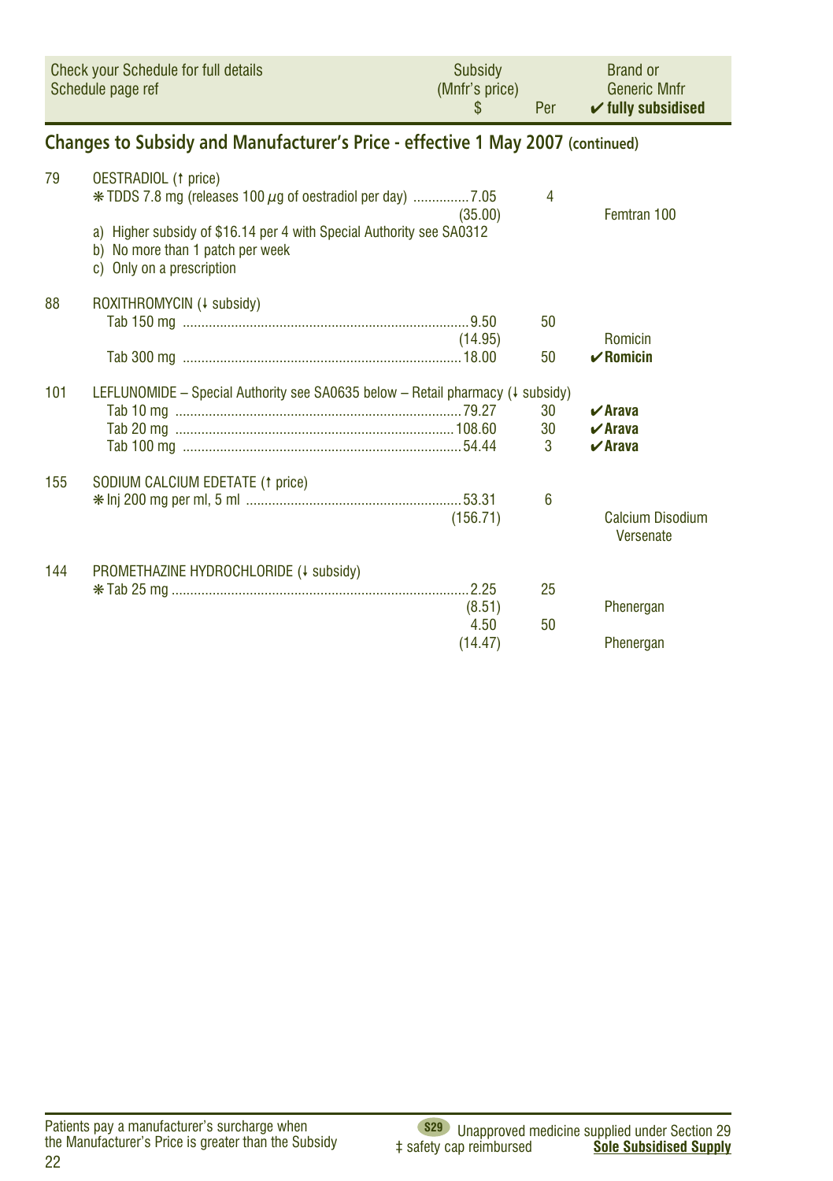| Check your Schedule for full details Schedule page ref | | Subsidy (Mnfr's price) $ | Per | Brand or Generic Mnfr ✔ fully subsidised |
|---|---|---|---|---|

## Changes to Subsidy and Manufacturer's Price - effective 1 May 2007 (continued)

| | | | | |
|---|---|---|---|---|
| 79 | OESTRADIOL (↑ price) | | | |
| | ❋ TDDS 7.8 mg (releases 100 µg of oestradiol per day) | 7.05 (35.00) | 4 | Femtran 100 |
| | a) Higher subsidy of $16.14 per 4 with Special Authority see SA0312 b) No more than 1 patch per week c) Only on a prescription | | | |
| 88 | ROXITHROMYCIN (↓ subsidy) | | | |
| | Tab 150 mg | 9.50 (14.95) | 50 | Romicin |
| | Tab 300 mg | 18.00 | 50 | ✔ **Romicin** |
| 101 | LEFLUNOMIDE – Special Authority see SA0635 below – Retail pharmacy (↓ subsidy) | | | |
| | Tab 10 mg | 79.27 | 30 | ✔ **Arava** |
| | Tab 20 mg | 108.60 | 30 | ✔ **Arava** |
| | Tab 100 mg | 54.44 | 3 | ✔ **Arava** |
| 155 | SODIUM CALCIUM EDETATE (↑ price) | | | |
| | ❋ Inj 200 mg per ml, 5 ml | 53.31 (156.71) | 6 | Calcium Disodium Versenate |
| 144 | PROMETHAZINE HYDROCHLORIDE (↓ subsidy) | | | |
| | ❋ Tab 25 mg | 2.25 (8.51) | 25 | Phenergan |
| | | 4.50 (14.47) | 50 | Phenergan |

Patients pay a manufacturer's surcharge when the Manufacturer's Price is greater than the Subsidy

S29 Unapproved medicine supplied under Section 29
‡ safety cap reimbursed
**Sole Subsidised Supply**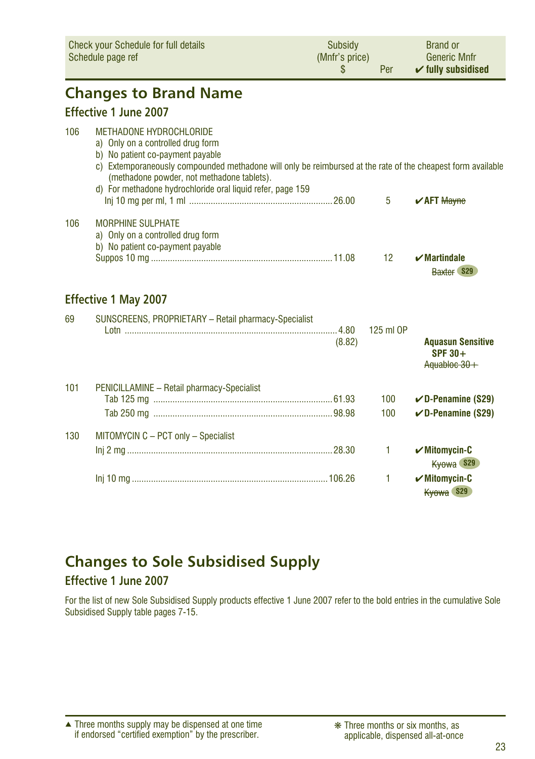| Check your Schedule for full details Schedule page ref | Subsidy (Mnfr's price) $ | Per | Brand or Generic Mnfr ✔ fully subsidised |
|---|---|---|---|

## Changes to Brand Name

### Effective 1 June 2007

| Page | Item | Subsidy | Per | Brand |
|---|---|---|---|---|
| 106 | METHADONE HYDROCHLORIDE<br>a) Only on a controlled drug form<br>b) No patient co-payment payable<br>c) Extemporaneously compounded methadone will only be reimbursed at the rate of the cheapest form available (methadone powder, not methadone tablets).<br>d) For methadone hydrochloride oral liquid refer, page 159 | | | |
| | Inj 10 mg per ml, 1 ml | 26.00 | 5 | ✔**AFT** ~~Mayne~~ |
| 106 | MORPHINE SULPHATE<br>a) Only on a controlled drug form<br>b) No patient co-payment payable | | | |
| | Suppos 10 mg | 11.08 | 12 | ✔**Martindale**<br>~~Baxter~~ S29 |

### Effective 1 May 2007

| Page | Item | Subsidy | Per | Brand |
|---|---|---|---|---|
| 69 | SUNSCREENS, PROPRIETARY – Retail pharmacy-Specialist | | | |
| | Lotn | 4.80<br>(8.82) | 125 ml OP | **Aquasun Sensitive SPF 30+**<br>~~Aquabloc 30+~~ |
| 101 | PENICILLAMINE – Retail pharmacy-Specialist | | | |
| | Tab 125 mg | 61.93 | 100 | ✔**D-Penamine (S29)** |
| | Tab 250 mg | 98.98 | 100 | ✔**D-Penamine (S29)** |
| 130 | MITOMYCIN C – PCT only – Specialist | | | |
| | Inj 2 mg | 28.30 | 1 | ✔**Mitomycin-C**<br>~~Kyowa~~ S29 |
| | Inj 10 mg | 106.26 | 1 | ✔**Mitomycin-C**<br>~~Kyowa~~ S29 |

## Changes to Sole Subsidised Supply

### Effective 1 June 2007

For the list of new Sole Subsidised Supply products effective 1 June 2007 refer to the bold entries in the cumulative Sole Subsidised Supply table pages 7-15.

▲ Three months supply may be dispensed at one time if endorsed "certified exemption" by the prescriber.

❋ Three months or six months, as applicable, dispensed all-at-once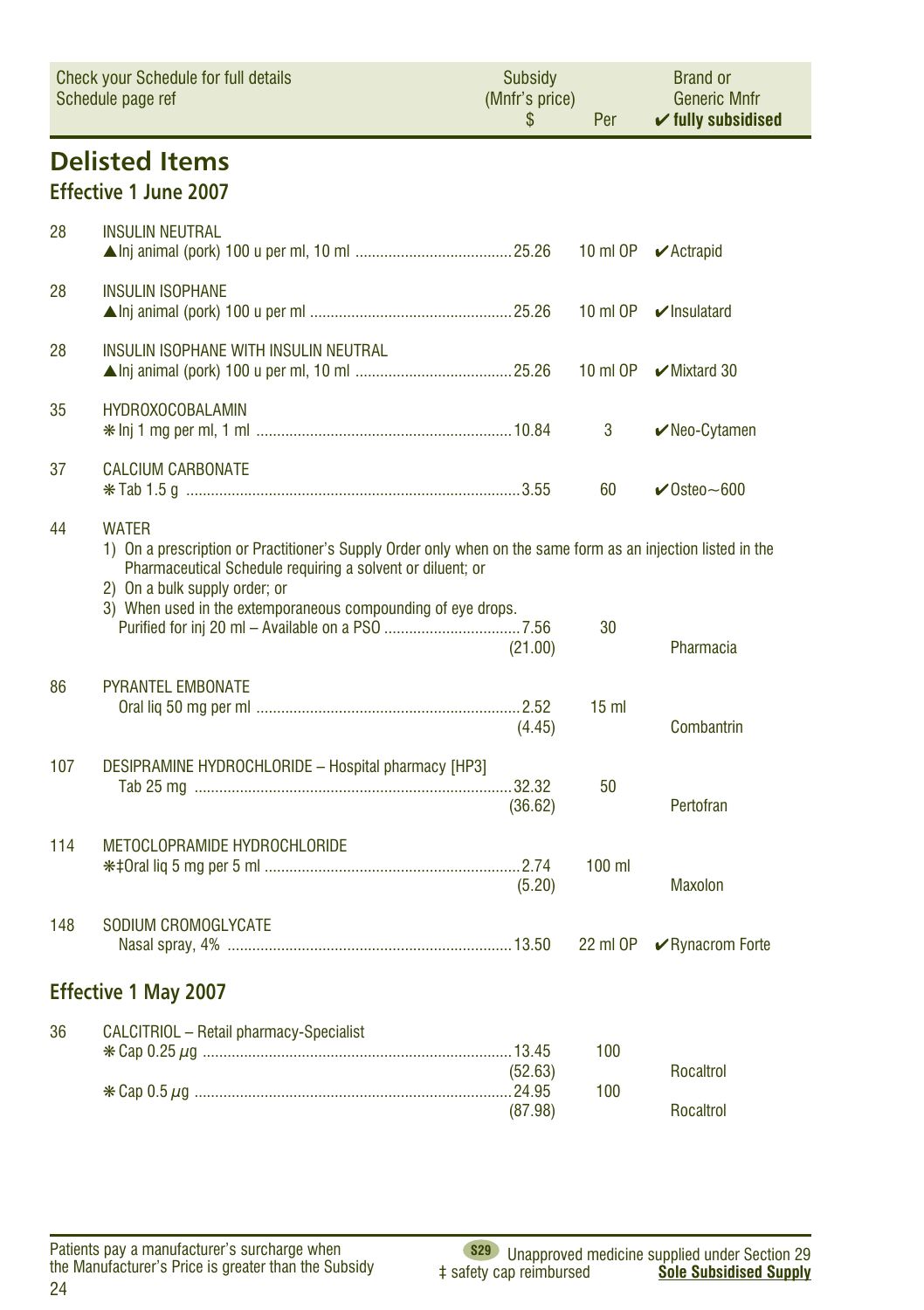| Check your Schedule for full details<br>Schedule page ref | | Subsidy<br>(Mnfr's price)<br>$ | Per | Brand or<br>Generic Mnfr<br>✔ fully subsidised |
|---|---|---|---|---|

# Delisted Items

## Effective 1 June 2007

| | | | | |
|---|---|---|---|---|
| 28 | INSULIN NEUTRAL | | | |
| | ▲Inj animal (pork) 100 u per ml, 10 ml | 25.26 | 10 ml OP | ✔Actrapid |
| 28 | INSULIN ISOPHANE | | | |
| | ▲Inj animal (pork) 100 u per ml | 25.26 | 10 ml OP | ✔Insulatard |
| 28 | INSULIN ISOPHANE WITH INSULIN NEUTRAL | | | |
| | ▲Inj animal (pork) 100 u per ml, 10 ml | 25.26 | 10 ml OP | ✔Mixtard 30 |
| 35 | HYDROXOCOBALAMIN | | | |
| | ❋Inj 1 mg per ml, 1 ml | 10.84 | 3 | ✔Neo-Cytamen |
| 37 | CALCIUM CARBONATE | | | |
| | ❋Tab 1.5 g | 3.55 | 60 | ✔Osteo~600 |
| 44 | WATER<br>1) On a prescription or Practitioner's Supply Order only when on the same form as an injection listed in the Pharmaceutical Schedule requiring a solvent or diluent; or<br>2) On a bulk supply order; or<br>3) When used in the extemporaneous compounding of eye drops. | | | |
| | Purified for inj 20 ml – Available on a PSO | 7.56<br>(21.00) | 30 | Pharmacia |
| 86 | PYRANTEL EMBONATE | | | |
| | Oral liq 50 mg per ml | 2.52<br>(4.45) | 15 ml | Combantrin |
| 107 | DESIPRAMINE HYDROCHLORIDE – Hospital pharmacy [HP3] | | | |
| | Tab 25 mg | 32.32<br>(36.62) | 50 | Pertofran |
| 114 | METOCLOPRAMIDE HYDROCHLORIDE | | | |
| | ❋‡Oral liq 5 mg per 5 ml | 2.74<br>(5.20) | 100 ml | Maxolon |
| 148 | SODIUM CROMOGLYCATE | | | |
| | Nasal spray, 4% | 13.50 | 22 ml OP | ✔Rynacrom Forte |

## Effective 1 May 2007

| | | | | |
|---|---|---|---|---|
| 36 | CALCITRIOL – Retail pharmacy-Specialist | | | |
| | ❋Cap 0.25 µg | 13.45<br>(52.63) | 100 | Rocaltrol |
| | ❋Cap 0.5 µg | 24.95<br>(87.98) | 100 | Rocaltrol |

Patients pay a manufacturer's surcharge when the Manufacturer's Price is greater than the Subsidy

S29 Unapproved medicine supplied under Section 29

‡ safety cap reimbursed

**Sole Subsidised Supply**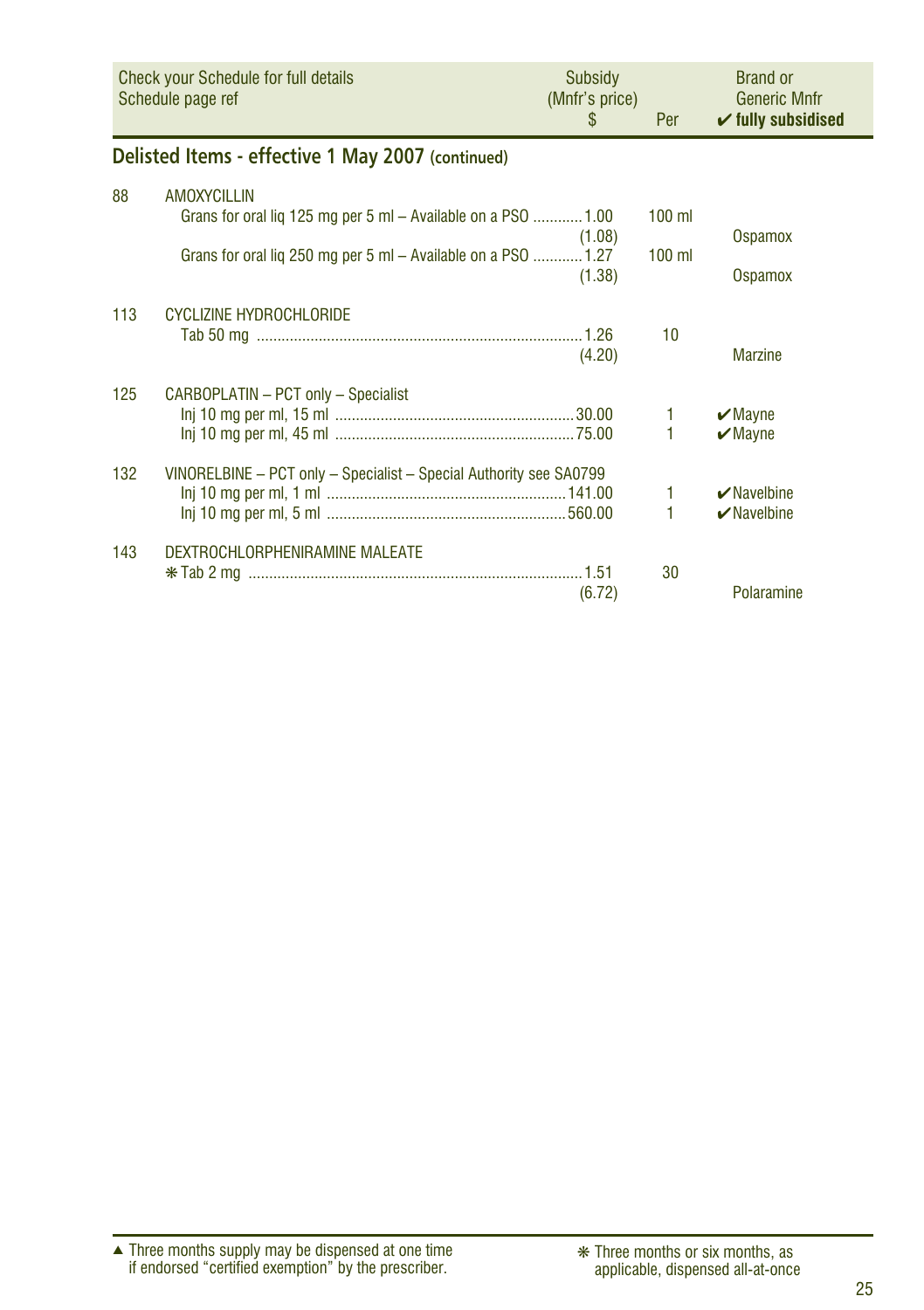| Check your Schedule for full details Schedule page ref | | Subsidy (Mnfr's price) $ | Per | Brand or Generic Mnfr ✔ fully subsidised |
|---|---|---|---|---|

## Delisted Items - effective 1 May 2007 (continued)

| | | | | |
|---|---|---|---|---|
| 88 | AMOXYCILLIN | | | |
| | Grans for oral liq 125 mg per 5 ml – Available on a PSO | 1.00 (1.08) | 100 ml | Ospamox |
| | Grans for oral liq 250 mg per 5 ml – Available on a PSO | 1.27 (1.38) | 100 ml | Ospamox |
| 113 | CYCLIZINE HYDROCHLORIDE | | | |
| | Tab 50 mg | 1.26 (4.20) | 10 | Marzine |
| 125 | CARBOPLATIN – PCT only – Specialist | | | |
| | Inj 10 mg per ml, 15 ml | 30.00 | 1 | ✔Mayne |
| | Inj 10 mg per ml, 45 ml | 75.00 | 1 | ✔Mayne |
| 132 | VINORELBINE – PCT only – Specialist – Special Authority see SA0799 | | | |
| | Inj 10 mg per ml, 1 ml | 141.00 | 1 | ✔Navelbine |
| | Inj 10 mg per ml, 5 ml | 560.00 | 1 | ✔Navelbine |
| 143 | DEXTROCHLORPHENIRAMINE MALEATE | | | |
| | ❋ Tab 2 mg | 1.51 (6.72) | 30 | Polaramine |

▲ Three months supply may be dispensed at one time if endorsed "certified exemption" by the prescriber.

❋ Three months or six months, as applicable, dispensed all-at-once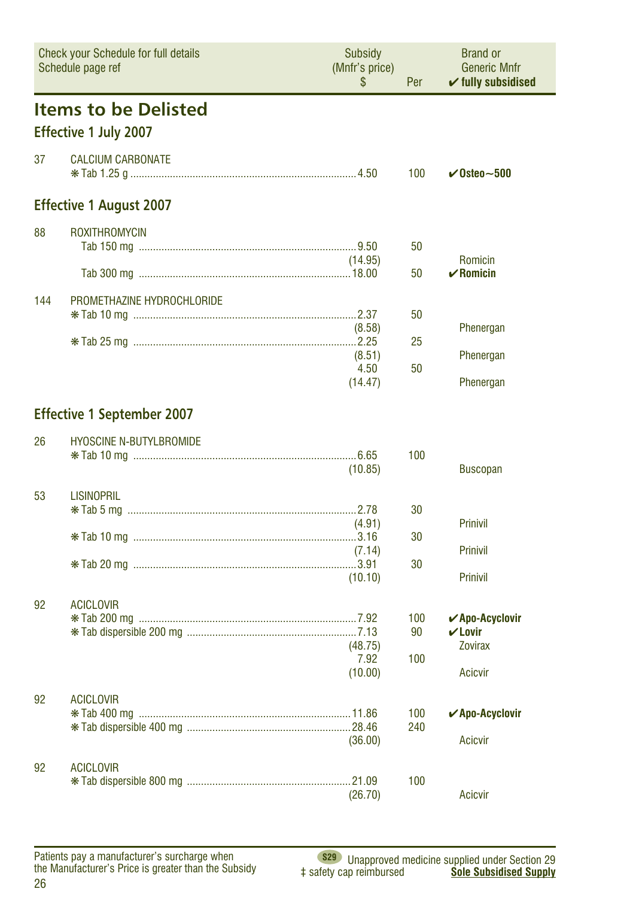| Check your Schedule for full details Schedule page ref | | Subsidy (Mnfr's price) $ | Per | Brand or Generic Mnfr ✔ fully subsidised |
|---|---|---|---|---|

# Items to be Delisted

## Effective 1 July 2007

| | | | | |
|---|---|---|---|---|
| 37 | CALCIUM CARBONATE | | | |
| | ❋ Tab 1.25 g | 4.50 | 100 | ✔ **Osteo~500** |

## Effective 1 August 2007

| | | | | |
|---|---|---|---|---|
| 88 | ROXITHROMYCIN | | | |
| | Tab 150 mg | 9.50 | 50 | |
| | | (14.95) | | Romicin |
| | Tab 300 mg | 18.00 | 50 | ✔ **Romicin** |
| 144 | PROMETHAZINE HYDROCHLORIDE | | | |
| | ❋ Tab 10 mg | 2.37 | 50 | |
| | | (8.58) | | Phenergan |
| | ❋ Tab 25 mg | 2.25 | 25 | |
| | | (8.51) | | Phenergan |
| | | 4.50 | 50 | |
| | | (14.47) | | Phenergan |

## Effective 1 September 2007

| | | | | |
|---|---|---|---|---|
| 26 | HYOSCINE N-BUTYLBROMIDE | | | |
| | ❋ Tab 10 mg | 6.65 | 100 | |
| | | (10.85) | | Buscopan |
| 53 | LISINOPRIL | | | |
| | ❋ Tab 5 mg | 2.78 | 30 | |
| | | (4.91) | | Prinivil |
| | ❋ Tab 10 mg | 3.16 | 30 | |
| | | (7.14) | | Prinivil |
| | ❋ Tab 20 mg | 3.91 | 30 | |
| | | (10.10) | | Prinivil |
| 92 | ACICLOVIR | | | |
| | ❋ Tab 200 mg | 7.92 | 100 | ✔ **Apo-Acyclovir** |
| | ❋ Tab dispersible 200 mg | 7.13 | 90 | ✔ **Lovir** |
| | | (48.75) | | Zovirax |
| | | 7.92 | 100 | |
| | | (10.00) | | Acicvir |
| 92 | ACICLOVIR | | | |
| | ❋ Tab 400 mg | 11.86 | 100 | ✔ **Apo-Acyclovir** |
| | ❋ Tab dispersible 400 mg | 28.46 | 240 | |
| | | (36.00) | | Acicvir |
| 92 | ACICLOVIR | | | |
| | ❋ Tab dispersible 800 mg | 21.09 | 100 | |
| | | (26.70) | | Acicvir |

Patients pay a manufacturer's surcharge when the Manufacturer's Price is greater than the Subsidy

S29 Unapproved medicine supplied under Section 29

‡ safety cap reimbursed

**Sole Subsidised Supply**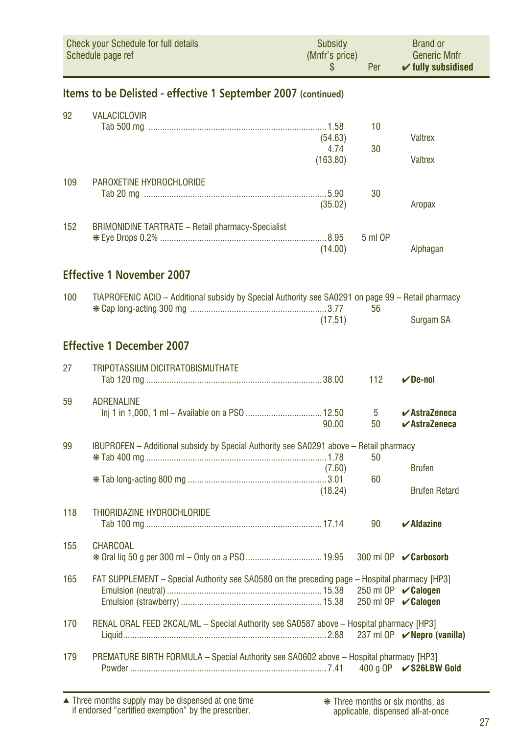| Check your Schedule for full details Schedule page ref | | Subsidy (Mnfr's price) $ | Per | Brand or Generic Mnfr ✔ fully subsidised |
|---|---|---|---|---|

## Items to be Delisted - effective 1 September 2007 (continued)

| | | | | |
|---|---|---|---|---|
| 92 | VALACICLOVIR | | | |
| | Tab 500 mg | 1.58 | 10 | |
| | | (54.63) | | Valtrex |
| | | 4.74 | 30 | |
| | | (163.80) | | Valtrex |
| 109 | PAROXETINE HYDROCHLORIDE | | | |
| | Tab 20 mg | 5.90 | 30 | |
| | | (35.02) | | Aropax |
| 152 | BRIMONIDINE TARTRATE – Retail pharmacy-Specialist | | | |
| | ❋ Eye Drops 0.2% | 8.95 | 5 ml OP | |
| | | (14.00) | | Alphagan |

## Effective 1 November 2007

| | | | | |
|---|---|---|---|---|
| 100 | TIAPROFENIC ACID – Additional subsidy by Special Authority see SA0291 on page 99 – Retail pharmacy | | | |
| | ❋ Cap long-acting 300 mg | 3.77 | 56 | |
| | | (17.51) | | Surgam SA |

## Effective 1 December 2007

| | | | | |
|---|---|---|---|---|
| 27 | TRIPOTASSIUM DICITRATOBISMUTHATE | | | |
| | Tab 120 mg | 38.00 | 112 | **✔De-nol** |
| 59 | ADRENALINE | | | |
| | Inj 1 in 1,000, 1 ml – Available on a PSO | 12.50 | 5 | **✔AstraZeneca** |
| | | 90.00 | 50 | **✔AstraZeneca** |
| 99 | IBUPROFEN – Additional subsidy by Special Authority see SA0291 above – Retail pharmacy | | | |
| | ❋ Tab 400 mg | 1.78 | 50 | |
| | | (7.60) | | Brufen |
| | ❋ Tab long-acting 800 mg | 3.01 | 60 | |
| | | (18.24) | | Brufen Retard |
| 118 | THIORIDAZINE HYDROCHLORIDE | | | |
| | Tab 100 mg | 17.14 | 90 | **✔Aldazine** |
| 155 | CHARCOAL | | | |
| | ❋ Oral liq 50 g per 300 ml – Only on a PSO | 19.95 | 300 ml OP | **✔Carbosorb** |
| 165 | FAT SUPPLEMENT – Special Authority see SA0580 on the preceding page – Hospital pharmacy [HP3] | | | |
| | Emulsion (neutral) | 15.38 | 250 ml OP | **✔Calogen** |
| | Emulsion (strawberry) | 15.38 | 250 ml OP | **✔Calogen** |
| 170 | RENAL ORAL FEED 2KCAL/ML – Special Authority see SA0587 above – Hospital pharmacy [HP3] | | | |
| | Liquid | 2.88 | 237 ml OP | **✔Nepro (vanilla)** |
| 179 | PREMATURE BIRTH FORMULA – Special Authority see SA0602 above – Hospital pharmacy [HP3] | | | |
| | Powder | 7.41 | 400 g OP | **✔S26LBW Gold** |

▲ Three months supply may be dispensed at one time if endorsed "certified exemption" by the prescriber.

❋ Three months or six months, as applicable, dispensed all-at-once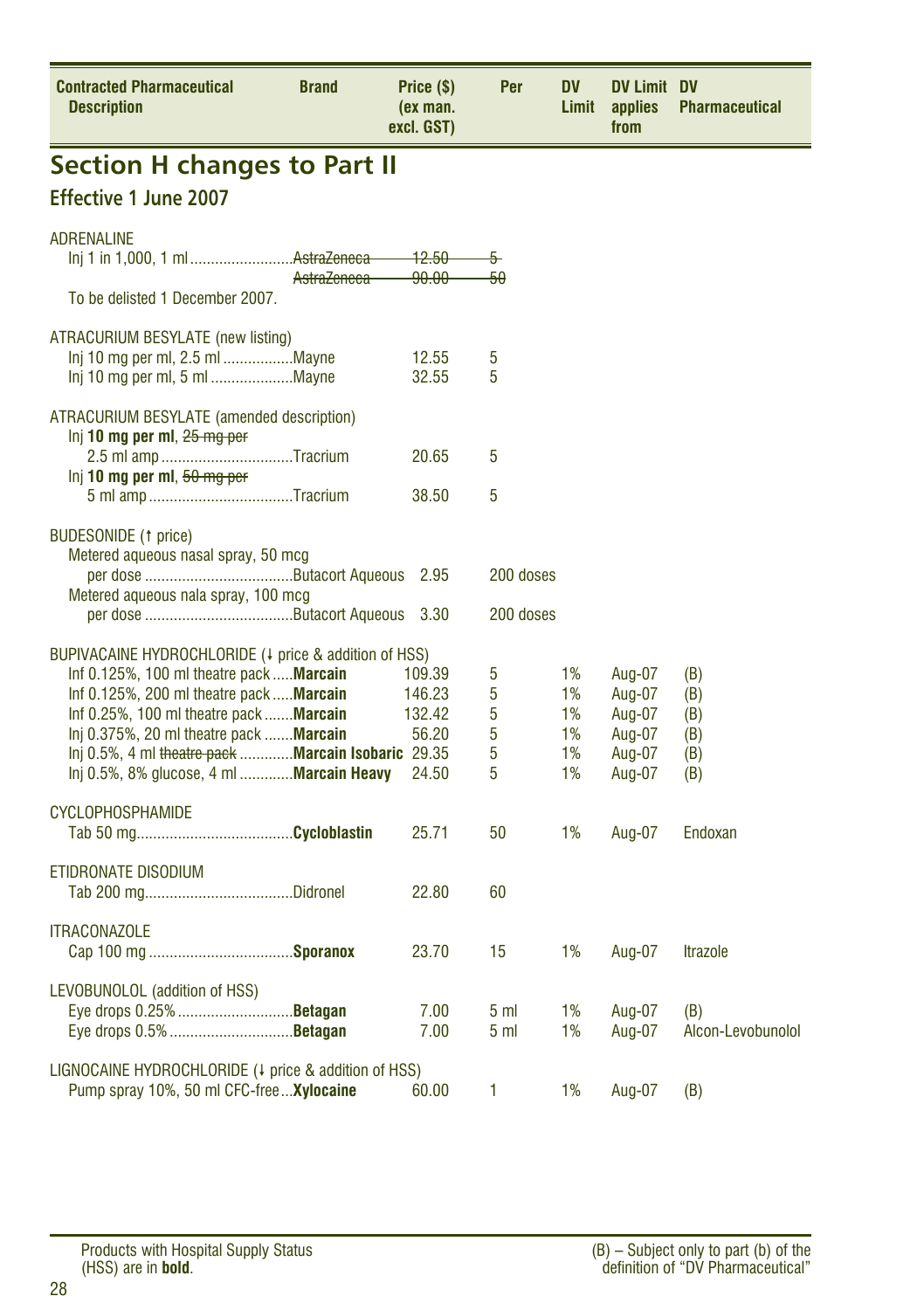| Contracted Pharmaceutical Description | Brand | Price ($) (ex man. excl. GST) | Per | DV Limit | DV Limit applies from | DV Pharmaceutical |
|---|---|---|---|---|---|---|

# Section H changes to Part II

## Effective 1 June 2007

| Contracted Pharmaceutical Description | Brand | Price ($) (ex man. excl. GST) | Per | DV Limit | DV Limit applies from | DV Pharmaceutical |
|---|---|---|---|---|---|---|
| **ADRENALINE** | | | | | | |
| Inj 1 in 1,000, 1 ml | ~~AstraZeneca~~ | ~~12.50~~ | ~~5~~ | | | |
| | ~~AstraZeneca~~ | ~~90.00~~ | ~~50~~ | | | |
| To be delisted 1 December 2007. | | | | | | |
| **ATRACURIUM BESYLATE (new listing)** | | | | | | |
| Inj 10 mg per ml, 2.5 ml | Mayne | 12.55 | 5 | | | |
| Inj 10 mg per ml, 5 ml | Mayne | 32.55 | 5 | | | |
| **ATRACURIUM BESYLATE (amended description)** | | | | | | |
| Inj **10 mg per ml**, ~~25 mg per~~ 2.5 ml amp | Tracrium | 20.65 | 5 | | | |
| Inj **10 mg per ml**, ~~50 mg per~~ 5 ml amp | Tracrium | 38.50 | 5 | | | |
| **BUDESONIDE (↑ price)** | | | | | | |
| Metered aqueous nasal spray, 50 mcg per dose | Butacort Aqueous | 2.95 | 200 doses | | | |
| Metered aqueous nala spray, 100 mcg per dose | Butacort Aqueous | 3.30 | 200 doses | | | |
| **BUPIVACAINE HYDROCHLORIDE (↓ price & addition of HSS)** | | | | | | |
| Inf 0.125%, 100 ml theatre pack | **Marcain** | 109.39 | 5 | 1% | Aug-07 | (B) |
| Inf 0.125%, 200 ml theatre pack | **Marcain** | 146.23 | 5 | 1% | Aug-07 | (B) |
| Inf 0.25%, 100 ml theatre pack | **Marcain** | 132.42 | 5 | 1% | Aug-07 | (B) |
| Inj 0.375%, 20 ml theatre pack | **Marcain** | 56.20 | 5 | 1% | Aug-07 | (B) |
| Inj 0.5%, 4 ml ~~theatre pack~~ | **Marcain Isobaric** | 29.35 | 5 | 1% | Aug-07 | (B) |
| Inj 0.5%, 8% glucose, 4 ml | **Marcain Heavy** | 24.50 | 5 | 1% | Aug-07 | (B) |
| **CYCLOPHOSPHAMIDE** | | | | | | |
| Tab 50 mg | **Cycloblastin** | 25.71 | 50 | 1% | Aug-07 | Endoxan |
| **ETIDRONATE DISODIUM** | | | | | | |
| Tab 200 mg | Didronel | 22.80 | 60 | | | |
| **ITRACONAZOLE** | | | | | | |
| Cap 100 mg | **Sporanox** | 23.70 | 15 | 1% | Aug-07 | Itrazole |
| **LEVOBUNOLOL (addition of HSS)** | | | | | | |
| Eye drops 0.25% | **Betagan** | 7.00 | 5 ml | 1% | Aug-07 | (B) |
| Eye drops 0.5% | **Betagan** | 7.00 | 5 ml | 1% | Aug-07 | Alcon-Levobunolol |
| **LIGNOCAINE HYDROCHLORIDE (↓ price & addition of HSS)** | | | | | | |
| Pump spray 10%, 50 ml CFC-free | **Xylocaine** | 60.00 | 1 | 1% | Aug-07 | (B) |

Products with Hospital Supply Status (HSS) are in **bold**.

(B) – Subject only to part (b) of the definition of "DV Pharmaceutical"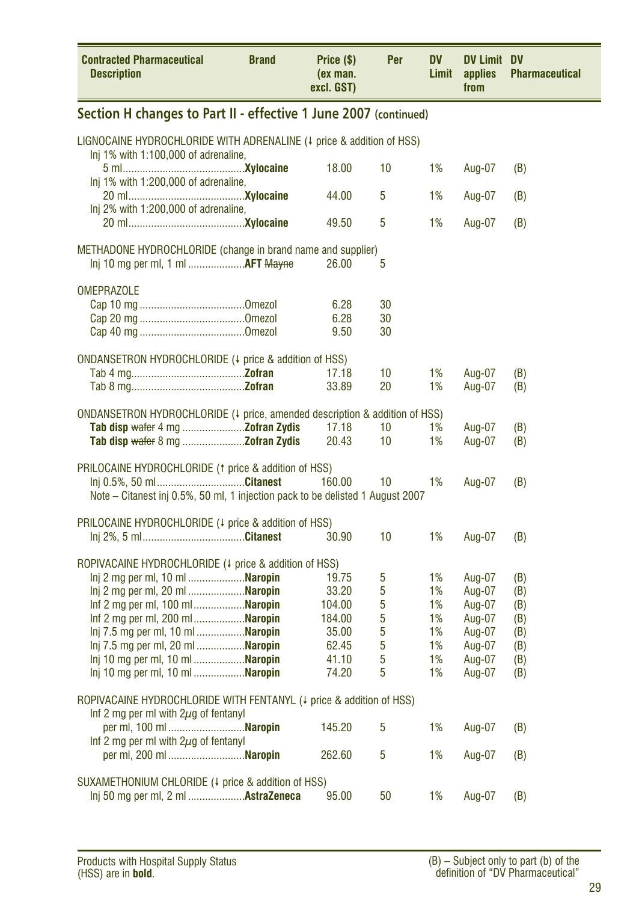| Contracted Pharmaceutical Description | Brand | Price ($) (ex man. excl. GST) | Per | DV Limit | DV Limit applies from | DV Pharmaceutical |
|---|---|---|---|---|---|---|

## Section H changes to Part II - effective 1 June 2007 (continued)

| Contracted Pharmaceutical Description | Brand | Price ($) (ex man. excl. GST) | Per | DV Limit | DV Limit applies from | DV Pharmaceutical |
|---|---|---|---|---|---|---|
| LIGNOCAINE HYDROCHLORIDE WITH ADRENALINE (↓ price & addition of HSS) | | | | | | |
| Inj 1% with 1:100,000 of adrenaline, 5 ml | **Xylocaine** | 18.00 | 10 | 1% | Aug-07 | (B) |
| Inj 1% with 1:200,000 of adrenaline, 20 ml | **Xylocaine** | 44.00 | 5 | 1% | Aug-07 | (B) |
| Inj 2% with 1:200,000 of adrenaline, 20 ml | **Xylocaine** | 49.50 | 5 | 1% | Aug-07 | (B) |
| METHADONE HYDROCHLORIDE (change in brand name and supplier) | | | | | | |
| Inj 10 mg per ml, 1 ml | **AFT** ~~Mayne~~ | 26.00 | 5 | | | |
| OMEPRAZOLE | | | | | | |
| Cap 10 mg | Omezol | 6.28 | 30 | | | |
| Cap 20 mg | Omezol | 6.28 | 30 | | | |
| Cap 40 mg | Omezol | 9.50 | 30 | | | |
| ONDANSETRON HYDROCHLORIDE (↓ price & addition of HSS) | | | | | | |
| Tab 4 mg | **Zofran** | 17.18 | 10 | 1% | Aug-07 | (B) |
| Tab 8 mg | **Zofran** | 33.89 | 20 | 1% | Aug-07 | (B) |
| ONDANSETRON HYDROCHLORIDE (↓ price, amended description & addition of HSS) | | | | | | |
| **Tab disp** ~~wafer~~ 4 mg | **Zofran Zydis** | 17.18 | 10 | 1% | Aug-07 | (B) |
| **Tab disp** ~~wafer~~ 8 mg | **Zofran Zydis** | 20.43 | 10 | 1% | Aug-07 | (B) |
| PRILOCAINE HYDROCHLORIDE (↑ price & addition of HSS) | | | | | | |
| Inj 0.5%, 50 ml | **Citanest** | 160.00 | 10 | 1% | Aug-07 | (B) |
| Note – Citanest inj 0.5%, 50 ml, 1 injection pack to be delisted 1 August 2007 | | | | | | |
| PRILOCAINE HYDROCHLORIDE (↓ price & addition of HSS) | | | | | | |
| Inj 2%, 5 ml | **Citanest** | 30.90 | 10 | 1% | Aug-07 | (B) |
| ROPIVACAINE HYDROCHLORIDE (↓ price & addition of HSS) | | | | | | |
| Inj 2 mg per ml, 10 ml | **Naropin** | 19.75 | 5 | 1% | Aug-07 | (B) |
| Inj 2 mg per ml, 20 ml | **Naropin** | 33.20 | 5 | 1% | Aug-07 | (B) |
| Inf 2 mg per ml, 100 ml | **Naropin** | 104.00 | 5 | 1% | Aug-07 | (B) |
| Inf 2 mg per ml, 200 ml | **Naropin** | 184.00 | 5 | 1% | Aug-07 | (B) |
| Inj 7.5 mg per ml, 10 ml | **Naropin** | 35.00 | 5 | 1% | Aug-07 | (B) |
| Inj 7.5 mg per ml, 20 ml | **Naropin** | 62.45 | 5 | 1% | Aug-07 | (B) |
| Inj 10 mg per ml, 10 ml | **Naropin** | 41.10 | 5 | 1% | Aug-07 | (B) |
| Inj 10 mg per ml, 10 ml | **Naropin** | 74.20 | 5 | 1% | Aug-07 | (B) |
| ROPIVACAINE HYDROCHLORIDE WITH FENTANYL (↓ price & addition of HSS) | | | | | | |
| Inf 2 mg per ml with 2$\mu$g of fentanyl per ml, 100 ml | **Naropin** | 145.20 | 5 | 1% | Aug-07 | (B) |
| Inf 2 mg per ml with 2$\mu$g of fentanyl per ml, 200 ml | **Naropin** | 262.60 | 5 | 1% | Aug-07 | (B) |
| SUXAMETHONIUM CHLORIDE (↓ price & addition of HSS) | | | | | | |
| Inj 50 mg per ml, 2 ml | **AstraZeneca** | 95.00 | 50 | 1% | Aug-07 | (B) |

Products with Hospital Supply Status (HSS) are in **bold**.

(B) – Subject only to part (b) of the definition of "DV Pharmaceutical"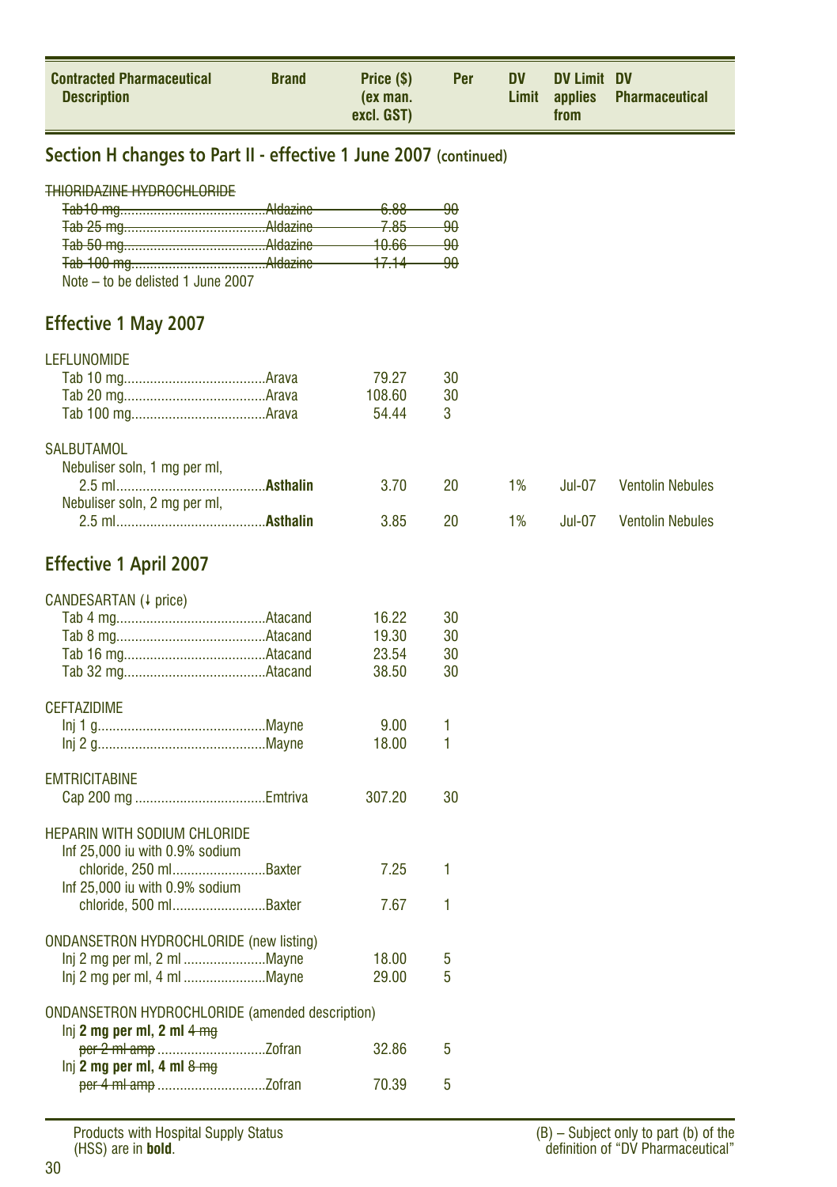| Contracted Pharmaceutical Description | Brand | Price ($) (ex man. excl. GST) | Per | DV Limit | DV Limit applies from | DV Pharmaceutical |
|---|---|---|---|---|---|---|

## Section H changes to Part II - effective 1 June 2007 (continued)

| Contracted Pharmaceutical Description | Brand | Price ($) (ex man. excl. GST) | Per | DV Limit | DV Limit applies from | DV Pharmaceutical |
|---|---|---|---|---|---|---|
| ~~THIORIDAZINE HYDROCHLORIDE~~ | | | | | | |
| ~~Tab10 mg~~ | ~~Aldazine~~ | ~~6.88~~ | ~~90~~ | | | |
| ~~Tab 25 mg~~ | ~~Aldazine~~ | ~~7.85~~ | ~~90~~ | | | |
| ~~Tab 50 mg~~ | ~~Aldazine~~ | ~~10.66~~ | ~~90~~ | | | |
| ~~Tab 100 mg~~ | ~~Aldazine~~ | ~~17.14~~ | ~~90~~ | | | |
| Note – to be delisted 1 June 2007 | | | | | | |

## Effective 1 May 2007

| Contracted Pharmaceutical Description | Brand | Price ($) (ex man. excl. GST) | Per | DV Limit | DV Limit applies from | DV Pharmaceutical |
|---|---|---|---|---|---|---|
| LEFLUNOMIDE | | | | | | |
| Tab 10 mg | Arava | 79.27 | 30 | | | |
| Tab 20 mg | Arava | 108.60 | 30 | | | |
| Tab 100 mg | Arava | 54.44 | 3 | | | |
| SALBUTAMOL | | | | | | |
| Nebuliser soln, 1 mg per ml, 2.5 ml | **Asthalin** | 3.70 | 20 | 1% | Jul-07 | Ventolin Nebules |
| Nebuliser soln, 2 mg per ml, 2.5 ml | **Asthalin** | 3.85 | 20 | 1% | Jul-07 | Ventolin Nebules |

## Effective 1 April 2007

| Contracted Pharmaceutical Description | Brand | Price ($) (ex man. excl. GST) | Per | DV Limit | DV Limit applies from | DV Pharmaceutical |
|---|---|---|---|---|---|---|
| CANDESARTAN (↓ price) | | | | | | |
| Tab 4 mg | Atacand | 16.22 | 30 | | | |
| Tab 8 mg | Atacand | 19.30 | 30 | | | |
| Tab 16 mg | Atacand | 23.54 | 30 | | | |
| Tab 32 mg | Atacand | 38.50 | 30 | | | |
| CEFTAZIDIME | | | | | | |
| Inj 1 g | Mayne | 9.00 | 1 | | | |
| Inj 2 g | Mayne | 18.00 | 1 | | | |
| EMTRICITABINE | | | | | | |
| Cap 200 mg | Emtriva | 307.20 | 30 | | | |
| HEPARIN WITH SODIUM CHLORIDE | | | | | | |
| Inf 25,000 iu with 0.9% sodium chloride, 250 ml | Baxter | 7.25 | 1 | | | |
| Inf 25,000 iu with 0.9% sodium chloride, 500 ml | Baxter | 7.67 | 1 | | | |
| ONDANSETRON HYDROCHLORIDE (new listing) | | | | | | |
| Inj 2 mg per ml, 2 ml | Mayne | 18.00 | 5 | | | |
| Inj 2 mg per ml, 4 ml | Mayne | 29.00 | 5 | | | |
| ONDANSETRON HYDROCHLORIDE (amended description) | | | | | | |
| Inj **2 mg per ml, 2 ml** ~~4 mg per 2 ml amp~~ | Zofran | 32.86 | 5 | | | |
| Inj **2 mg per ml, 4 ml** ~~8 mg per 4 ml amp~~ | Zofran | 70.39 | 5 | | | |

Products with Hospital Supply Status (HSS) are in **bold**.

(B) – Subject only to part (b) of the definition of "DV Pharmaceutical"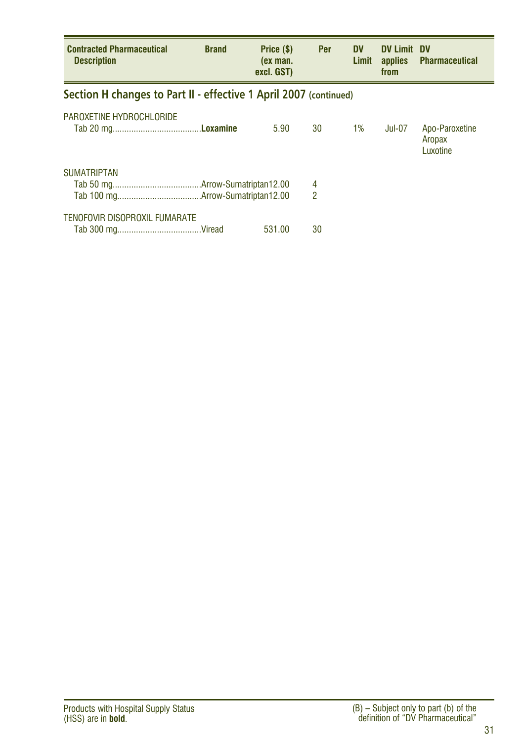| Contracted Pharmaceutical Description | Brand | Price ($) (ex man. excl. GST) | Per | DV Limit | DV Limit applies from | DV Pharmaceutical |
|---|---|---|---|---|---|---|

## Section H changes to Part II - effective 1 April 2007 (continued)

| Contracted Pharmaceutical Description | Brand | Price ($) (ex man. excl. GST) | Per | DV Limit | DV Limit applies from | DV Pharmaceutical |
|---|---|---|---|---|---|---|
| PAROXETINE HYDROCHLORIDE | | | | | | |
| Tab 20 mg | **Loxamine** | 5.90 | 30 | 1% | Jul-07 | Apo-Paroxetine<br>Aropax<br>Luxotine |
| SUMATRIPTAN | | | | | | |
| Tab 50 mg | Arrow-Sumatriptan | 12.00 | 4 | | | |
| Tab 100 mg | Arrow-Sumatriptan | 12.00 | 2 | | | |
| TENOFOVIR DISOPROXIL FUMARATE | | | | | | |
| Tab 300 mg | Viread | 531.00 | 30 | | | |

Products with Hospital Supply Status (HSS) are in **bold**.

(B) – Subject only to part (b) of the definition of "DV Pharmaceutical"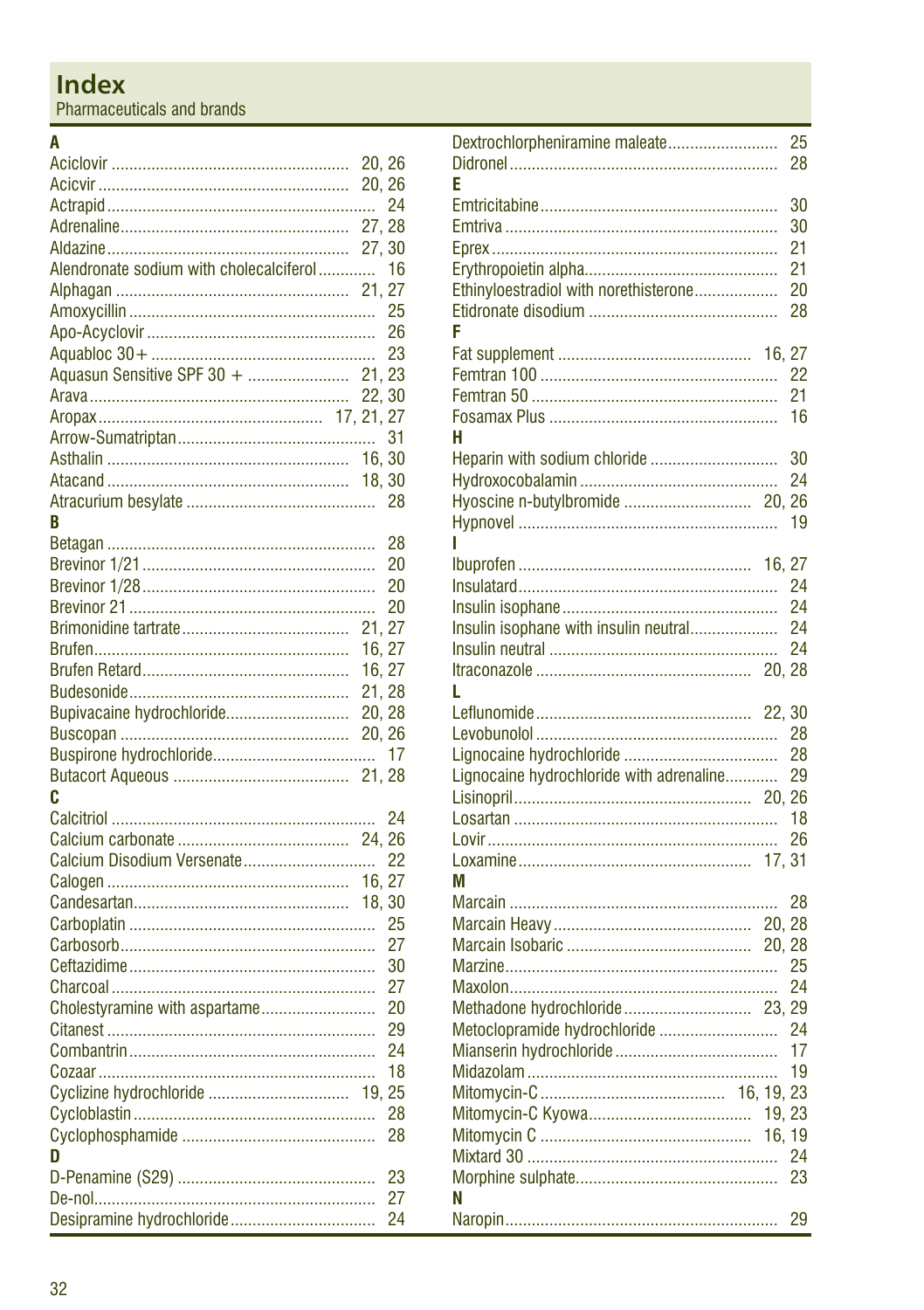# Index

Pharmaceuticals and brands

**A**

Aciclovir ...................................................... 20, 26
Acicvir ......................................................... 20, 26
Actrapid ............................................................. 24
Adrenaline.................................................... 27, 28
Aldazine....................................................... 27, 30
Alendronate sodium with cholecalciferol ............. 16
Alphagan ..................................................... 21, 27
Amoxycillin ........................................................ 25
Apo-Acyclovir .................................................... 26
Aquabloc 30+ ................................................... 23
Aquasun Sensitive SPF 30 + ....................... 21, 23
Arava ........................................................... 22, 30
Aropax.................................................. 17, 21, 27
Arrow-Sumatriptan ............................................ 31
Asthalin ....................................................... 16, 30
Atacand ....................................................... 18, 30
Atracurium besylate .......................................... 28

**B**

Betagan ............................................................. 28
Brevinor 1/21 .................................................... 20
Brevinor 1/28 .................................................... 20
Brevinor 21 ....................................................... 20
Brimonidine tartrate...................................... 21, 27
Brufen.......................................................... 16, 27
Brufen Retard............................................... 16, 27
Budesonide................................................... 21, 28
Bupivacaine hydrochloride............................ 20, 28
Buscopan ..................................................... 20, 26
Buspirone hydrochloride.................................... 17
Butacort Aqueous ........................................ 21, 28

**C**

Calcitriol ............................................................ 24
Calcium carbonate ....................................... 24, 26
Calcium Disodium Versenate............................. 22
Calogen ........................................................ 16, 27
Candesartan.................................................. 18, 30
Carboplatin ........................................................ 25
Carbosorb.......................................................... 27
Ceftazidime ........................................................ 30
Charcoal ............................................................ 27
Cholestyramine with aspartame.......................... 20
Citanest ............................................................. 29
Combantrin ........................................................ 24
Cozaar ............................................................... 18
Cyclizine hydrochloride ................................ 19, 25
Cycloblastin ....................................................... 28
Cyclophosphamide ............................................ 28

**D**

D-Penamine (S29) ............................................. 23
De-nol................................................................ 27
Desipramine hydrochloride................................ 24
Dextrochlorpheniramine maleate......................... 25
Didronel ............................................................. 28

**E**

Emtricitabine ...................................................... 30
Emtriva .............................................................. 30
Eprex ................................................................. 21
Erythropoietin alpha............................................ 21
Ethinyloestradiol with norethisterone................... 20
Etidronate disodium ........................................... 28

**F**

Fat supplement ............................................ 16, 27
Femtran 100 ...................................................... 22
Femtran 50 ........................................................ 21
Fosamax Plus .................................................... 16

**H**

Heparin with sodium chloride ............................ 30
Hydroxocobalamin ............................................. 24
Hyoscine n-butylbromide ............................. 20, 26
Hypnovel ........................................................... 19

**I**

Ibuprofen ..................................................... 16, 27
Insulatard........................................................... 24
Insulin isophane ................................................. 24
Insulin isophane with insulin neutral.................... 24
Insulin neutral .................................................... 24
Itraconazole ................................................. 20, 28

**L**

Leflunomide ................................................. 22, 30
Levobunolol ....................................................... 28
Lignocaine hydrochloride ................................... 28
Lignocaine hydrochloride with adrenaline............ 29
Lisinopril...................................................... 20, 26
Losartan ............................................................ 18
Lovir .................................................................. 26
Loxamine..................................................... 17, 31

**M**

Marcain ............................................................. 28
Marcain Heavy ............................................. 20, 28
Marcain Isobaric .......................................... 20, 28
Marzine.............................................................. 25
Maxolon............................................................. 24
Methadone hydrochloride ............................ 23, 29
Metoclopramide hydrochloride ........................... 24
Mianserin hydrochloride ..................................... 17
Midazolam ......................................................... 19
Mitomycin-C .......................................... 16, 19, 23
Mitomycin-C Kyowa..................................... 19, 23
Mitomycin C ................................................ 16, 19
Mixtard 30 ......................................................... 24
Morphine sulphate.............................................. 23

**N**

Naropin.............................................................. 29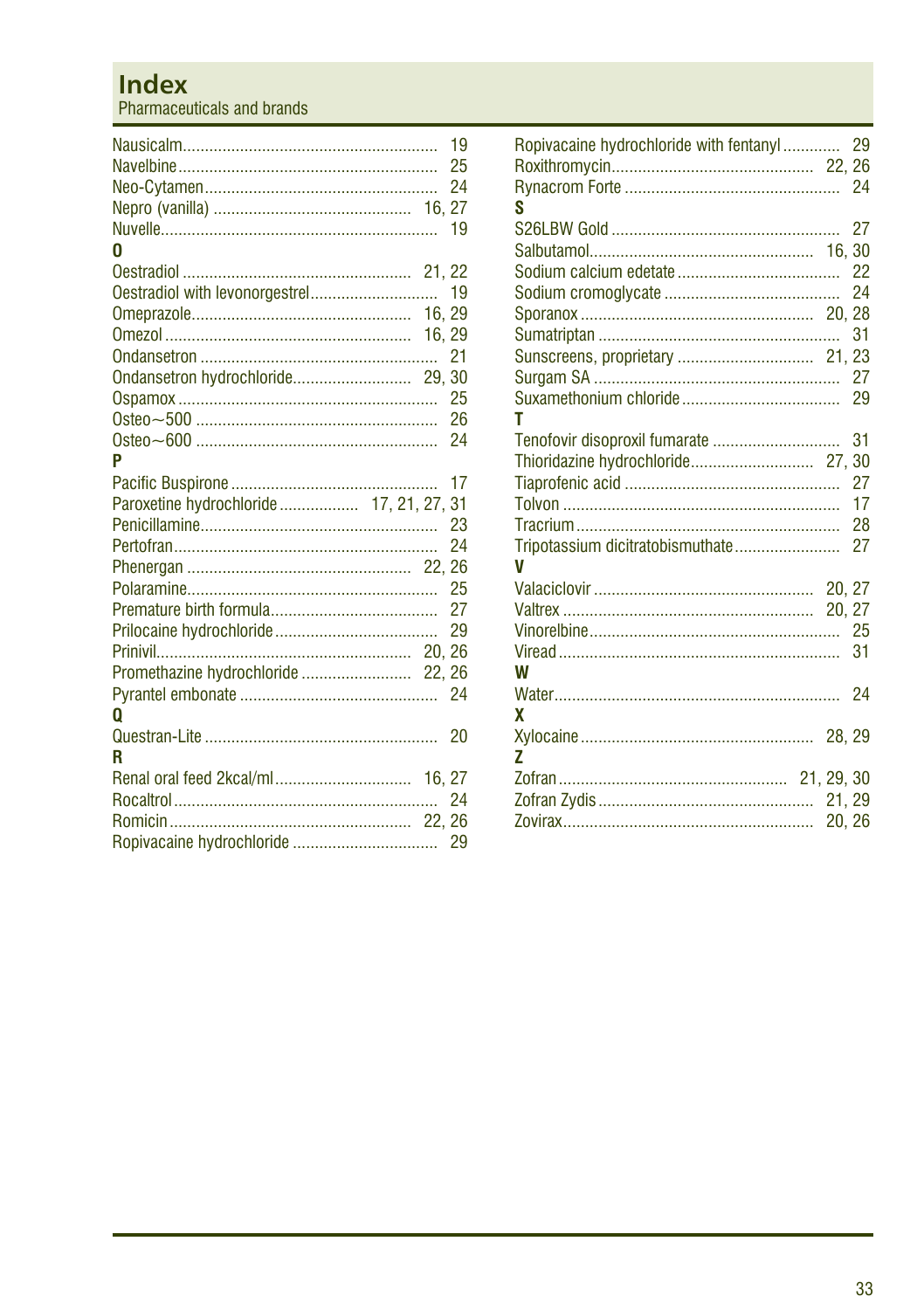# Index

Pharmaceuticals and brands

Nausicalm ... 19
Navelbine ... 25
Neo-Cytamen ... 24
Nepro (vanilla) ... 16, 27
Nuvelle ... 19

**O**

Oestradiol ... 21, 22
Oestradiol with levonorgestrel ... 19
Omeprazole ... 16, 29
Omezol ... 16, 29
Ondansetron ... 21
Ondansetron hydrochloride ... 29, 30
Ospamox ... 25
Osteo~500 ... 26
Osteo~600 ... 24

**P**

Pacific Buspirone ... 17
Paroxetine hydrochloride ... 17, 21, 27, 31
Penicillamine ... 23
Pertofran ... 24
Phenergan ... 22, 26
Polaramine ... 25
Premature birth formula ... 27
Prilocaine hydrochloride ... 29
Prinivil ... 20, 26
Promethazine hydrochloride ... 22, 26
Pyrantel embonate ... 24

**Q**

Questran-Lite ... 20

**R**

Renal oral feed 2kcal/ml ... 16, 27
Rocaltrol ... 24
Romicin ... 22, 26
Ropivacaine hydrochloride ... 29
Ropivacaine hydrochloride with fentanyl ... 29
Roxithromycin ... 22, 26
Rynacrom Forte ... 24

**S**

S26LBW Gold ... 27
Salbutamol ... 16, 30
Sodium calcium edetate ... 22
Sodium cromoglycate ... 24
Sporanox ... 20, 28
Sumatriptan ... 31
Sunscreens, proprietary ... 21, 23
Surgam SA ... 27
Suxamethonium chloride ... 29

**T**

Tenofovir disoproxil fumarate ... 31
Thioridazine hydrochloride ... 27, 30
Tiaprofenic acid ... 27
Tolvon ... 17
Tracrium ... 28
Tripotassium dicitratobismuthate ... 27

**V**

Valaciclovir ... 20, 27
Valtrex ... 20, 27
Vinorelbine ... 25
Viread ... 31

**W**

Water ... 24

**X**

Xylocaine ... 28, 29

**Z**

Zofran ... 21, 29, 30
Zofran Zydis ... 21, 29
Zovirax ... 20, 26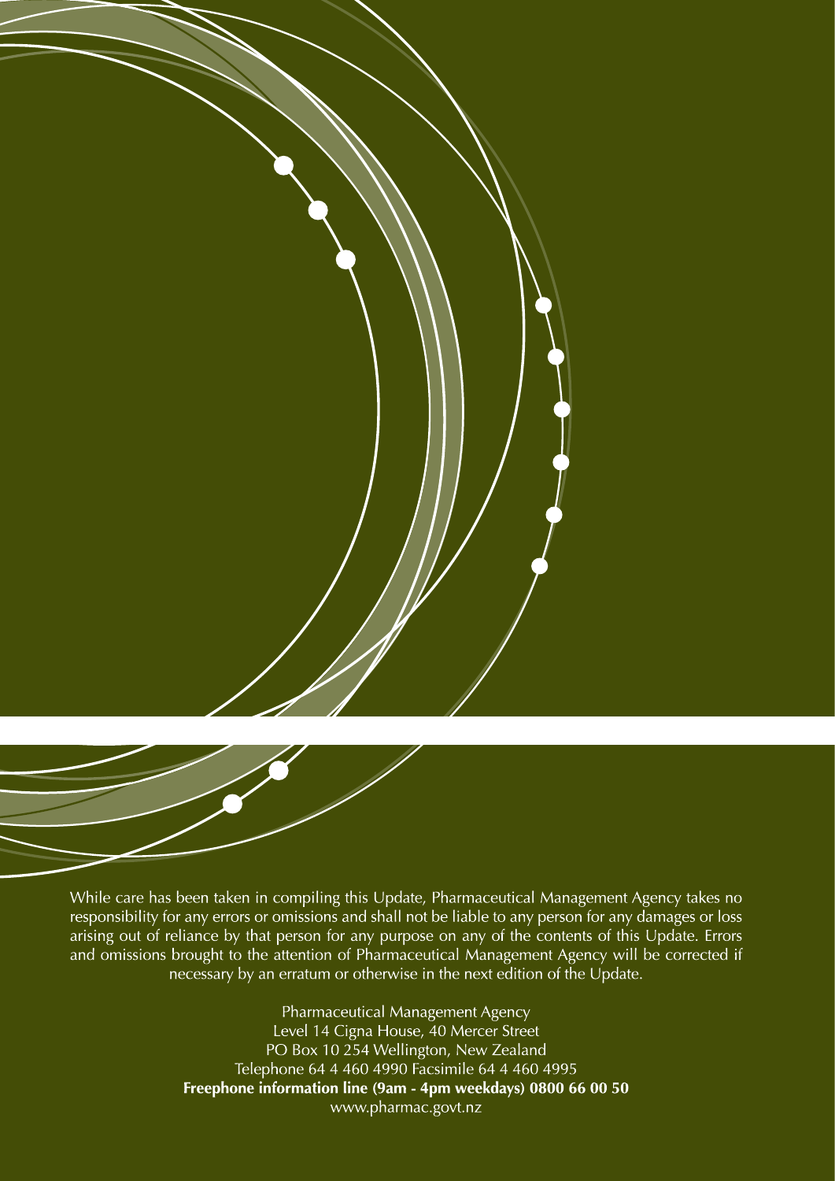While care has been taken in compiling this Update, Pharmaceutical Management Agency takes no responsibility for any errors or omissions and shall not be liable to any person for any damages or loss arising out of reliance by that person for any purpose on any of the contents of this Update. Errors and omissions brought to the attention of Pharmaceutical Management Agency will be corrected if necessary by an erratum or otherwise in the next edition of the Update.

Pharmaceutical Management Agency
Level 14 Cigna House, 40 Mercer Street
PO Box 10 254 Wellington, New Zealand
Telephone 64 4 460 4990 Facsimile 64 4 460 4995
**Freephone information line (9am - 4pm weekdays) 0800 66 00 50**
www.pharmac.govt.nz